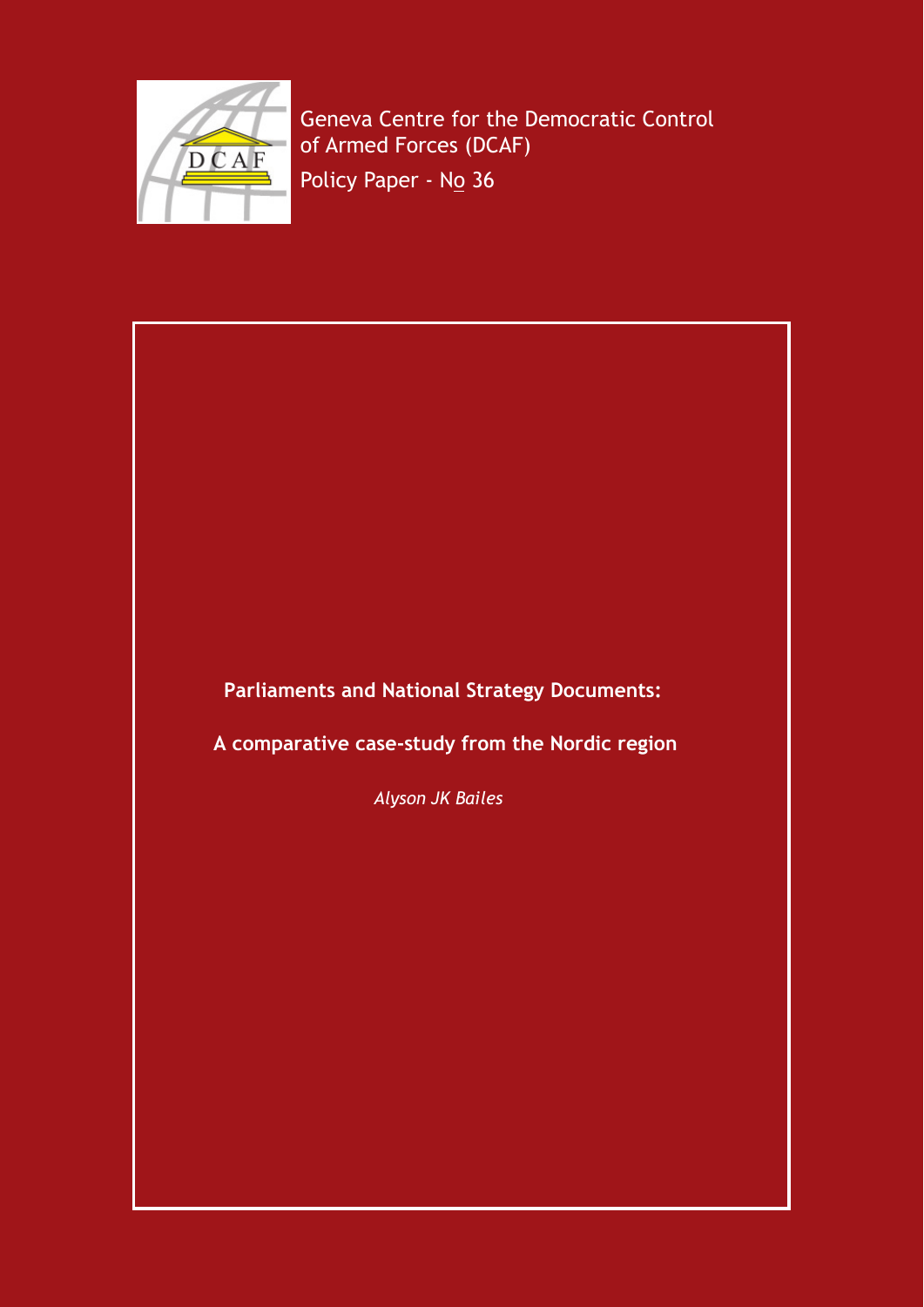Geneva Centre for the Democratic Control of Armed Forces (DCAF)

Policy Paper - No 36

# Parliaments and National Strategy Documents:

## A comparative case-study from the Nordic region

*Alyson JK Bailes*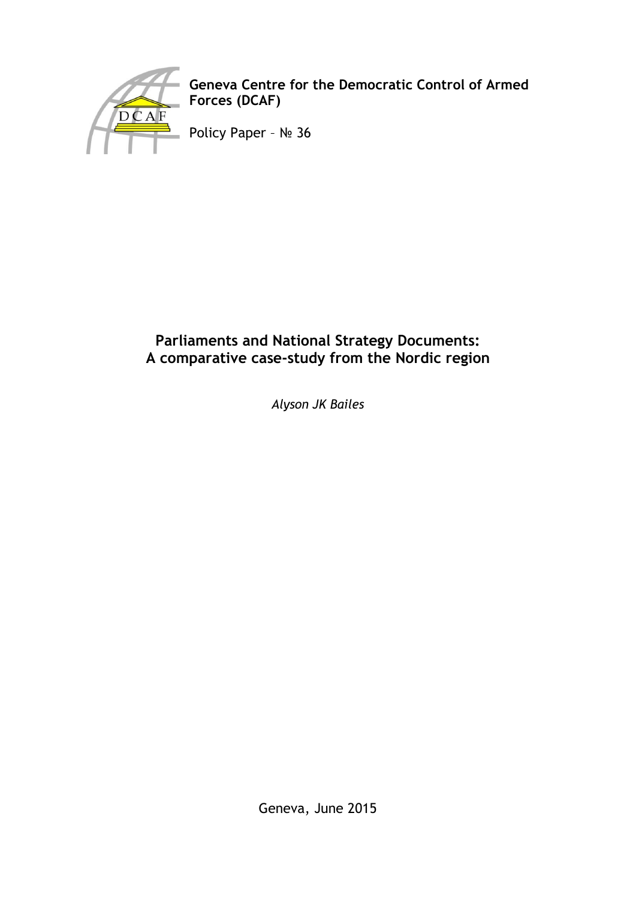**Geneva Centre for the Democratic Control of Armed Forces (DCAF)**

Policy Paper – № 36

# Parliaments and National Strategy Documents: A comparative case-study from the Nordic region

*Alyson JK Bailes*

Geneva, June 2015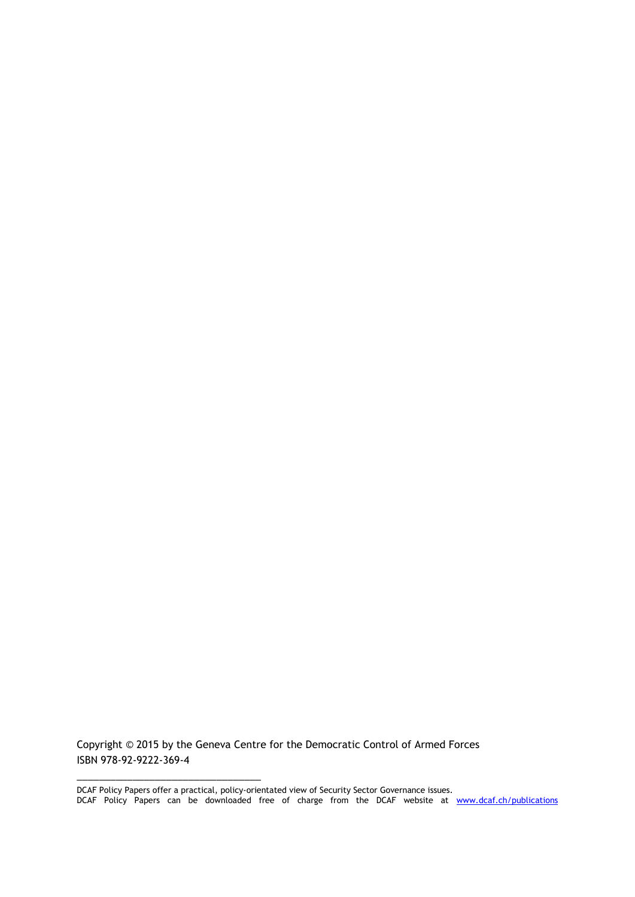Copyright © 2015 by the Geneva Centre for the Democratic Control of Armed Forces
ISBN 978-92-9222-369-4

---

DCAF Policy Papers offer a practical, policy-orientated view of Security Sector Governance issues.
DCAF Policy Papers can be downloaded free of charge from the DCAF website at www.dcaf.ch/publications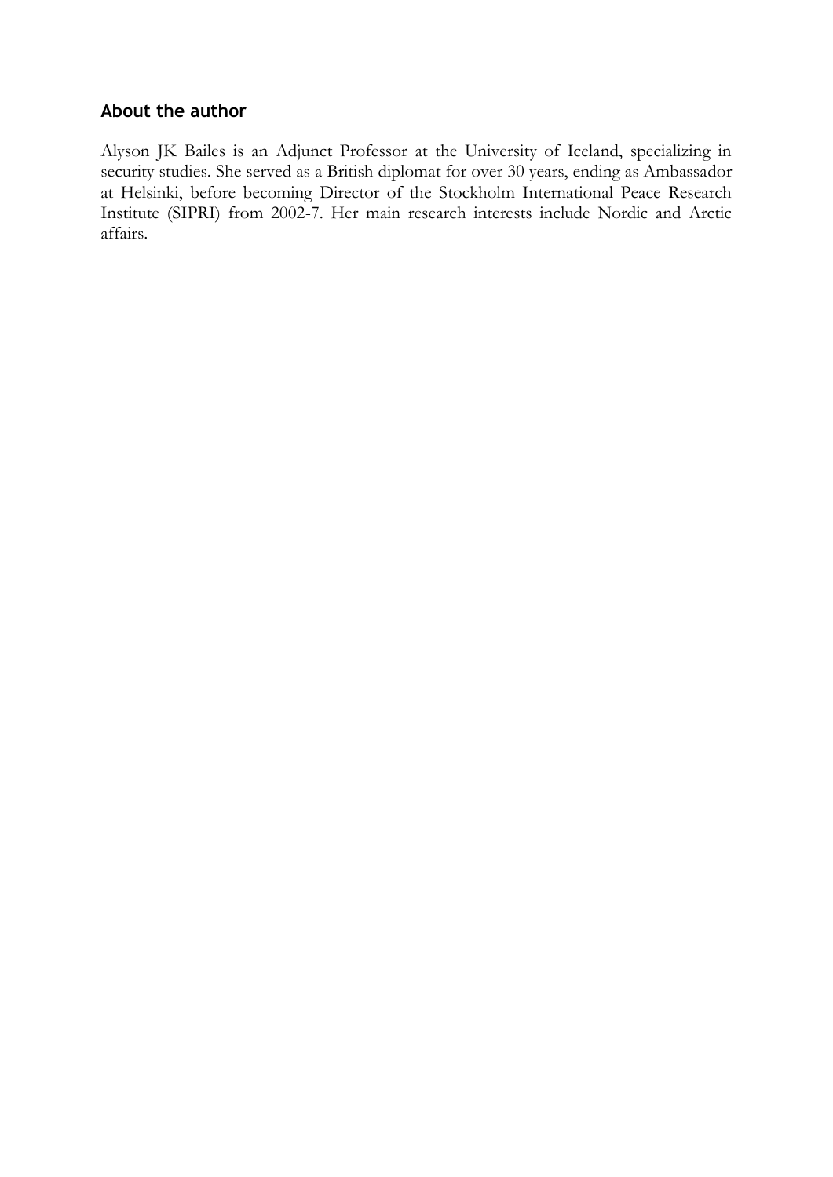## About the author

Alyson JK Bailes is an Adjunct Professor at the University of Iceland, specializing in security studies. She served as a British diplomat for over 30 years, ending as Ambassador at Helsinki, before becoming Director of the Stockholm International Peace Research Institute (SIPRI) from 2002-7. Her main research interests include Nordic and Arctic affairs.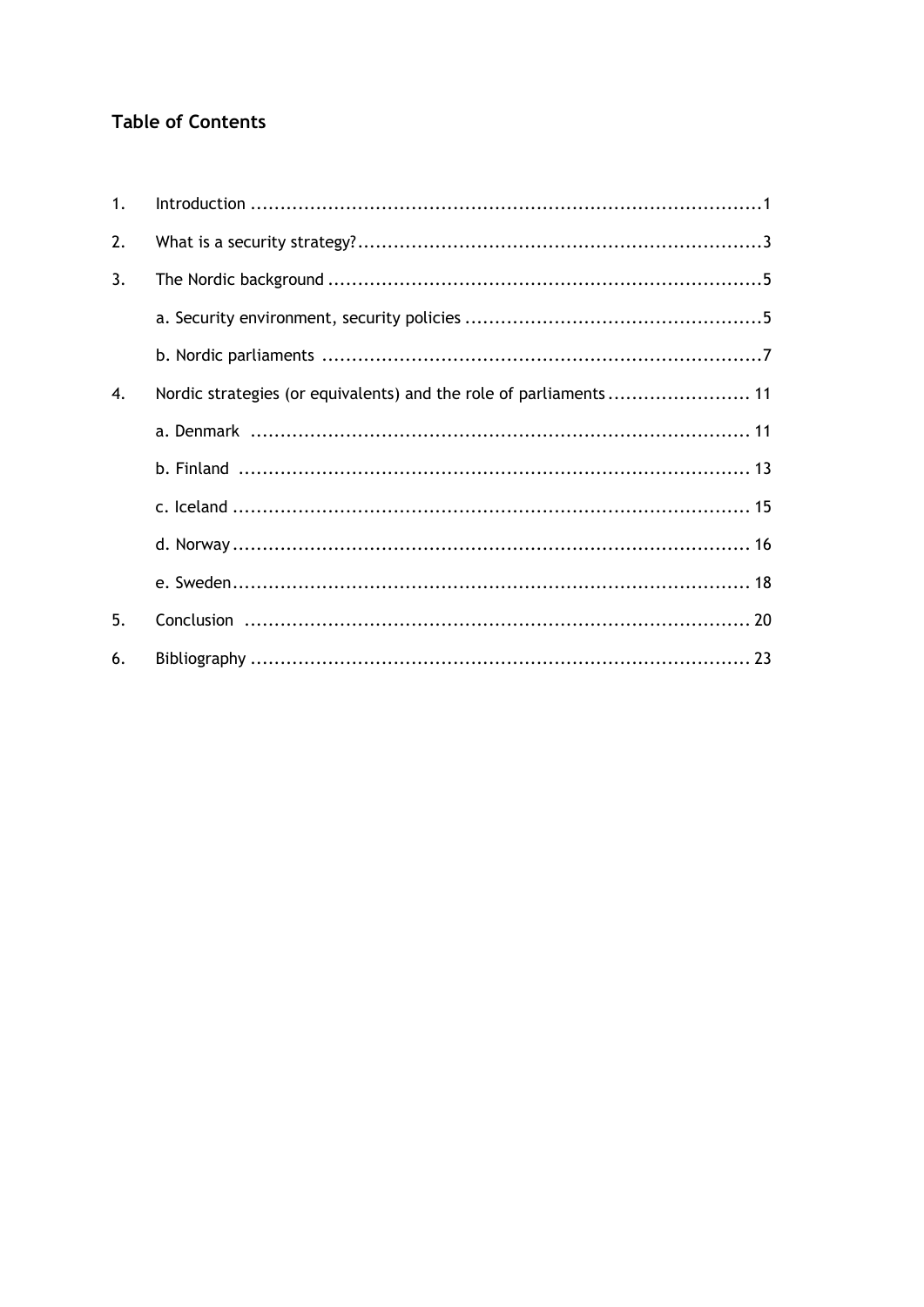## Table of Contents

1. Introduction ........................................................................................1
2. What is a security strategy? ......................................................................3
3. The Nordic background ............................................................................5
    - a. Security environment, security policies ..................................................5
    - b. Nordic parliaments ..........................................................................7
4. Nordic strategies (or equivalents) and the role of parliaments ........................ 11
    - a. Denmark .................................................................................... 11
    - b. Finland ...................................................................................... 13
    - c. Iceland ...................................................................................... 15
    - d. Norway ...................................................................................... 16
    - e. Sweden ...................................................................................... 18
5. Conclusion ......................................................................................... 20
6. Bibliography ....................................................................................... 23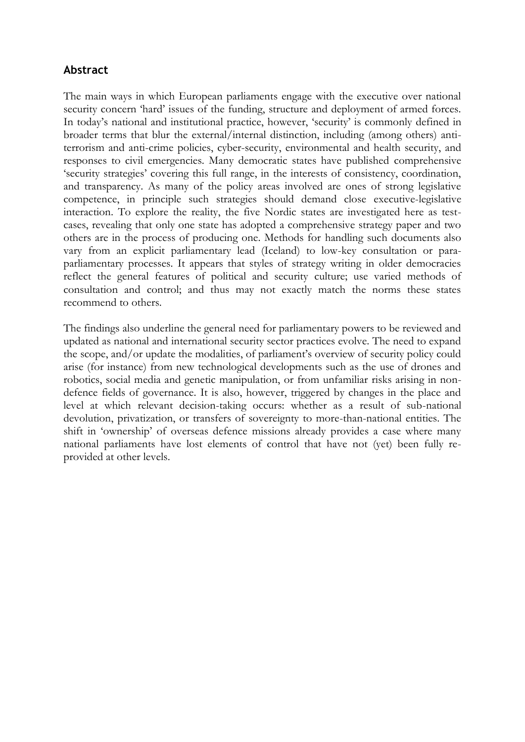## Abstract

The main ways in which European parliaments engage with the executive over national security concern 'hard' issues of the funding, structure and deployment of armed forces. In today's national and institutional practice, however, 'security' is commonly defined in broader terms that blur the external/internal distinction, including (among others) anti-terrorism and anti-crime policies, cyber-security, environmental and health security, and responses to civil emergencies. Many democratic states have published comprehensive 'security strategies' covering this full range, in the interests of consistency, coordination, and transparency. As many of the policy areas involved are ones of strong legislative competence, in principle such strategies should demand close executive-legislative interaction. To explore the reality, the five Nordic states are investigated here as test-cases, revealing that only one state has adopted a comprehensive strategy paper and two others are in the process of producing one. Methods for handling such documents also vary from an explicit parliamentary lead (Iceland) to low-key consultation or para-parliamentary processes. It appears that styles of strategy writing in older democracies reflect the general features of political and security culture; use varied methods of consultation and control; and thus may not exactly match the norms these states recommend to others.

The findings also underline the general need for parliamentary powers to be reviewed and updated as national and international security sector practices evolve. The need to expand the scope, and/or update the modalities, of parliament's overview of security policy could arise (for instance) from new technological developments such as the use of drones and robotics, social media and genetic manipulation, or from unfamiliar risks arising in non-defence fields of governance. It is also, however, triggered by changes in the place and level at which relevant decision-taking occurs: whether as a result of sub-national devolution, privatization, or transfers of sovereignty to more-than-national entities. The shift in 'ownership' of overseas defence missions already provides a case where many national parliaments have lost elements of control that have not (yet) been fully re-provided at other levels.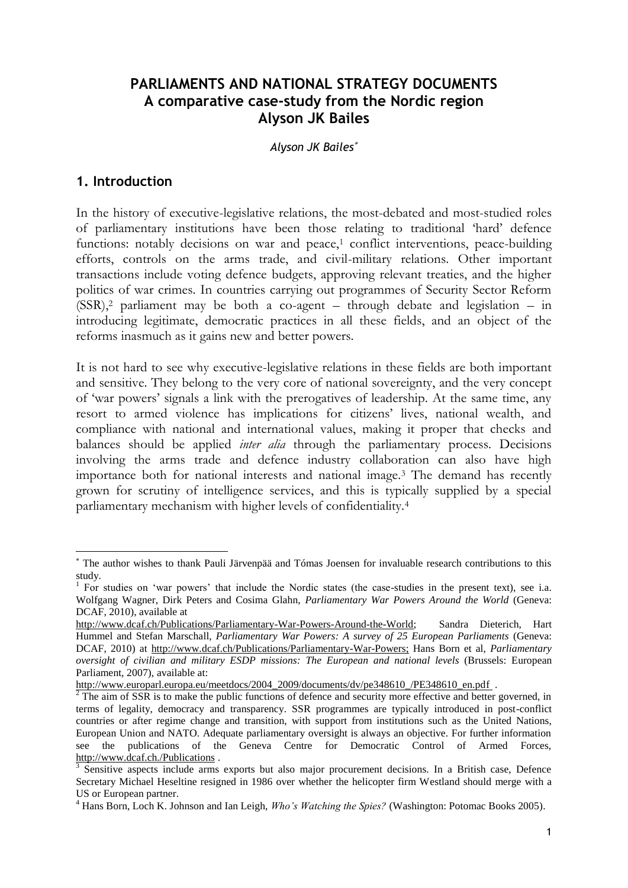# PARLIAMENTS AND NATIONAL STRATEGY DOCUMENTS
## A comparative case-study from the Nordic region
## Alyson JK Bailes

*Alyson JK Bailes*[*]

## 1. Introduction

In the history of executive-legislative relations, the most-debated and most-studied roles of parliamentary institutions have been those relating to traditional 'hard' defence functions: notably decisions on war and peace,[1] conflict interventions, peace-building efforts, controls on the arms trade, and civil-military relations. Other important transactions include voting defence budgets, approving relevant treaties, and the higher politics of war crimes. In countries carrying out programmes of Security Sector Reform (SSR),[2] parliament may be both a co-agent – through debate and legislation – in introducing legitimate, democratic practices in all these fields, and an object of the reforms inasmuch as it gains new and better powers.

It is not hard to see why executive-legislative relations in these fields are both important and sensitive. They belong to the very core of national sovereignty, and the very concept of 'war powers' signals a link with the prerogatives of leadership. At the same time, any resort to armed violence has implications for citizens' lives, national wealth, and compliance with national and international values, making it proper that checks and balances should be applied *inter alia* through the parliamentary process. Decisions involving the arms trade and defence industry collaboration can also have high importance both for national interests and national image.[3] The demand has recently grown for scrutiny of intelligence services, and this is typically supplied by a special parliamentary mechanism with higher levels of confidentiality.[4]

---

[*] The author wishes to thank Pauli Järvenpää and Tómas Joensen for invaluable research contributions to this study.

[1] For studies on 'war powers' that include the Nordic states (the case-studies in the present text), see i.a. Wolfgang Wagner, Dirk Peters and Cosima Glahn, *Parliamentary War Powers Around the World* (Geneva: DCAF, 2010), available at http://www.dcaf.ch/Publications/Parliamentary-War-Powers-Around-the-World; Sandra Dieterich, Hart Hummel and Stefan Marschall, *Parliamentary War Powers: A survey of 25 European Parliaments* (Geneva: DCAF, 2010) at http://www.dcaf.ch/Publications/Parliamentary-War-Powers; Hans Born et al, *Parliamentary oversight of civilian and military ESDP missions: The European and national levels* (Brussels: European Parliament, 2007), available at: http://www.europarl.europa.eu/meetdocs/2004_2009/documents/dv/pe348610_/PE348610_en.pdf .

[2] The aim of SSR is to make the public functions of defence and security more effective and better governed, in terms of legality, democracy and transparency. SSR programmes are typically introduced in post-conflict countries or after regime change and transition, with support from institutions such as the United Nations, European Union and NATO. Adequate parliamentary oversight is always an objective. For further information see the publications of the Geneva Centre for Democratic Control of Armed Forces, http://www.dcaf.ch./Publications .

[3] Sensitive aspects include arms exports but also major procurement decisions. In a British case, Defence Secretary Michael Heseltine resigned in 1986 over whether the helicopter firm Westland should merge with a US or European partner.

[4] Hans Born, Loch K. Johnson and Ian Leigh, *Who's Watching the Spies?* (Washington: Potomac Books 2005).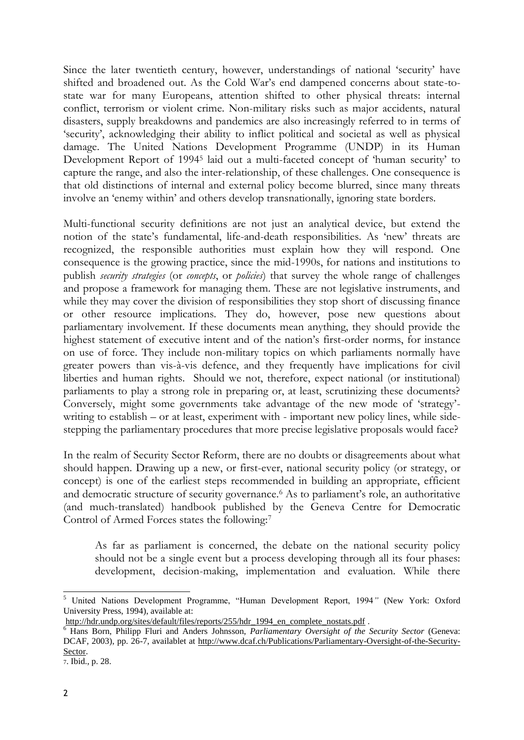Since the later twentieth century, however, understandings of national 'security' have shifted and broadened out. As the Cold War's end dampened concerns about state-to-state war for many Europeans, attention shifted to other physical threats: internal conflict, terrorism or violent crime. Non-military risks such as major accidents, natural disasters, supply breakdowns and pandemics are also increasingly referred to in terms of 'security', acknowledging their ability to inflict political and societal as well as physical damage. The United Nations Development Programme (UNDP) in its Human Development Report of 1994[5] laid out a multi-faceted concept of 'human security' to capture the range, and also the inter-relationship, of these challenges. One consequence is that old distinctions of internal and external policy become blurred, since many threats involve an 'enemy within' and others develop transnationally, ignoring state borders.

Multi-functional security definitions are not just an analytical device, but extend the notion of the state's fundamental, life-and-death responsibilities. As 'new' threats are recognized, the responsible authorities must explain how they will respond. One consequence is the growing practice, since the mid-1990s, for nations and institutions to publish *security strategies* (or *concepts*, or *policies*) that survey the whole range of challenges and propose a framework for managing them. These are not legislative instruments, and while they may cover the division of responsibilities they stop short of discussing finance or other resource implications. They do, however, pose new questions about parliamentary involvement. If these documents mean anything, they should provide the highest statement of executive intent and of the nation's first-order norms, for instance on use of force. They include non-military topics on which parliaments normally have greater powers than vis-à-vis defence, and they frequently have implications for civil liberties and human rights. Should we not, therefore, expect national (or institutional) parliaments to play a strong role in preparing or, at least, scrutinizing these documents? Conversely, might some governments take advantage of the new mode of 'strategy'-writing to establish – or at least, experiment with - important new policy lines, while side-stepping the parliamentary procedures that more precise legislative proposals would face?

In the realm of Security Sector Reform, there are no doubts or disagreements about what should happen. Drawing up a new, or first-ever, national security policy (or strategy, or concept) is one of the earliest steps recommended in building an appropriate, efficient and democratic structure of security governance.[6] As to parliament's role, an authoritative (and much-translated) handbook published by the Geneva Centre for Democratic Control of Armed Forces states the following:[7]

> As far as parliament is concerned, the debate on the national security policy should not be a single event but a process developing through all its four phases: development, decision-making, implementation and evaluation. While there

---

[5] United Nations Development Programme, "Human Development Report, 1994" (New York: Oxford University Press, 1994), available at: http://hdr.undp.org/sites/default/files/reports/255/hdr_1994_en_complete_nostats.pdf .

[6] Hans Born, Philipp Fluri and Anders Johnsson, *Parliamentary Oversight of the Security Sector* (Geneva: DCAF, 2003), pp. 26-7, availablet at http://www.dcaf.ch/Publications/Parliamentary-Oversight-of-the-Security-Sector.

[7]. Ibid., p. 28.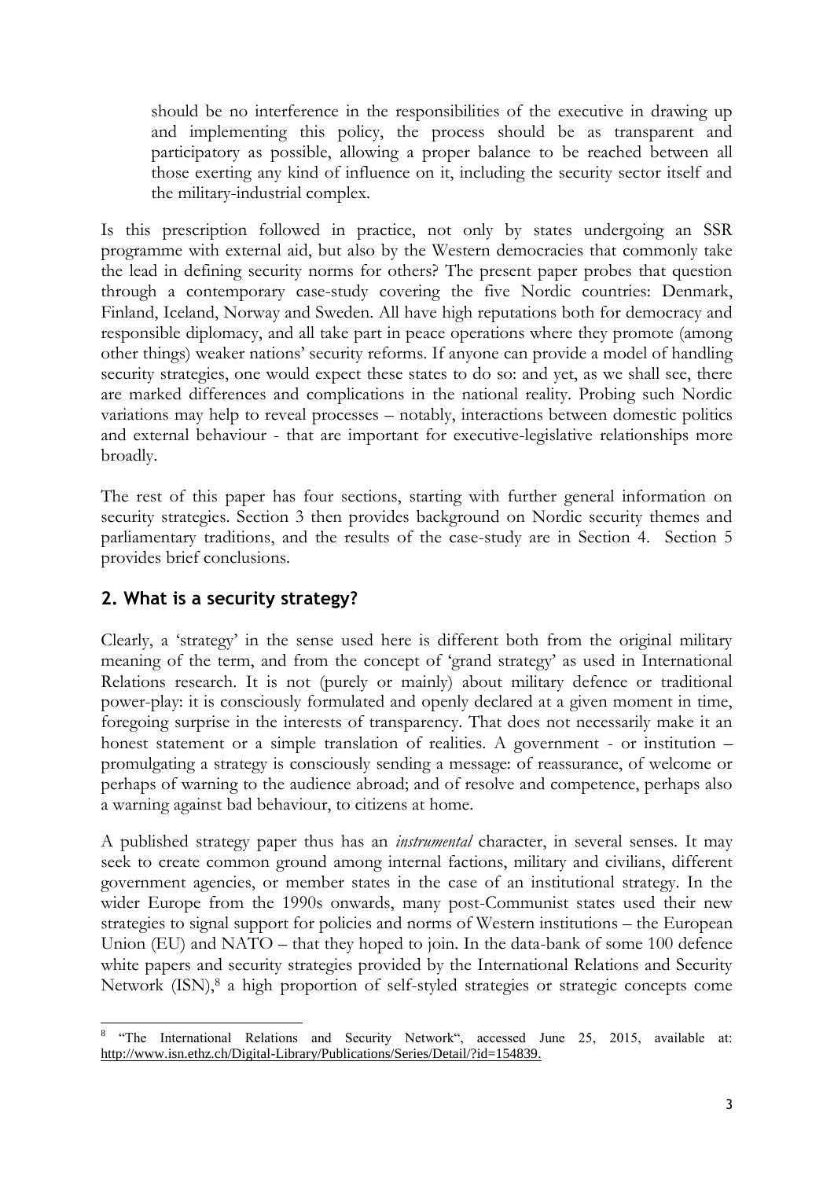should be no interference in the responsibilities of the executive in drawing up and implementing this policy, the process should be as transparent and participatory as possible, allowing a proper balance to be reached between all those exerting any kind of influence on it, including the security sector itself and the military-industrial complex.

Is this prescription followed in practice, not only by states undergoing an SSR programme with external aid, but also by the Western democracies that commonly take the lead in defining security norms for others? The present paper probes that question through a contemporary case-study covering the five Nordic countries: Denmark, Finland, Iceland, Norway and Sweden. All have high reputations both for democracy and responsible diplomacy, and all take part in peace operations where they promote (among other things) weaker nations' security reforms. If anyone can provide a model of handling security strategies, one would expect these states to do so: and yet, as we shall see, there are marked differences and complications in the national reality. Probing such Nordic variations may help to reveal processes – notably, interactions between domestic politics and external behaviour - that are important for executive-legislative relationships more broadly.

The rest of this paper has four sections, starting with further general information on security strategies. Section 3 then provides background on Nordic security themes and parliamentary traditions, and the results of the case-study are in Section 4. Section 5 provides brief conclusions.

## 2. What is a security strategy?

Clearly, a 'strategy' in the sense used here is different both from the original military meaning of the term, and from the concept of 'grand strategy' as used in International Relations research. It is not (purely or mainly) about military defence or traditional power-play: it is consciously formulated and openly declared at a given moment in time, foregoing surprise in the interests of transparency. That does not necessarily make it an honest statement or a simple translation of realities. A government - or institution – promulgating a strategy is consciously sending a message: of reassurance, of welcome or perhaps of warning to the audience abroad; and of resolve and competence, perhaps also a warning against bad behaviour, to citizens at home.

A published strategy paper thus has an *instrumental* character, in several senses. It may seek to create common ground among internal factions, military and civilians, different government agencies, or member states in the case of an institutional strategy. In the wider Europe from the 1990s onwards, many post-Communist states used their new strategies to signal support for policies and norms of Western institutions – the European Union (EU) and NATO – that they hoped to join. In the data-bank of some 100 defence white papers and security strategies provided by the International Relations and Security Network (ISN),[8] a high proportion of self-styled strategies or strategic concepts come

[8] "The International Relations and Security Network", accessed June 25, 2015, available at: http://www.isn.ethz.ch/Digital-Library/Publications/Series/Detail/?id=154839.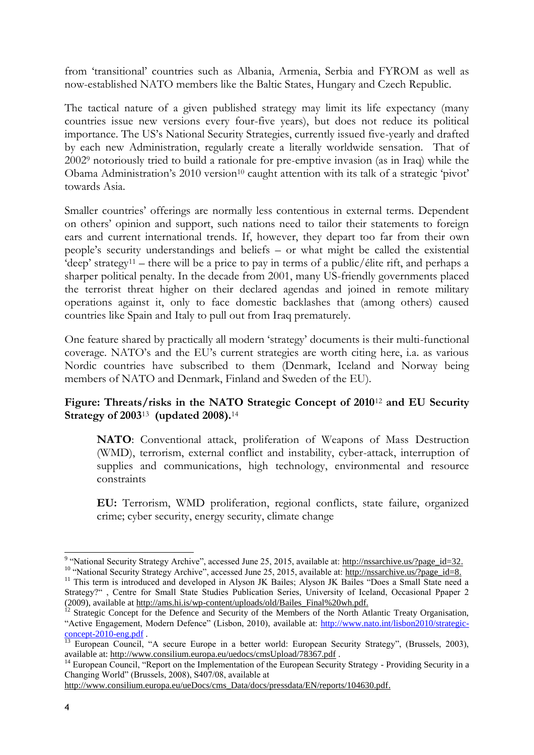from 'transitional' countries such as Albania, Armenia, Serbia and FYROM as well as now-established NATO members like the Baltic States, Hungary and Czech Republic.

The tactical nature of a given published strategy may limit its life expectancy (many countries issue new versions every four-five years), but does not reduce its political importance. The US's National Security Strategies, currently issued five-yearly and drafted by each new Administration, regularly create a literally worldwide sensation. That of 2002[9] notoriously tried to build a rationale for pre-emptive invasion (as in Iraq) while the Obama Administration's 2010 version[10] caught attention with its talk of a strategic 'pivot' towards Asia.

Smaller countries' offerings are normally less contentious in external terms. Dependent on others' opinion and support, such nations need to tailor their statements to foreign ears and current international trends. If, however, they depart too far from their own people's security understandings and beliefs – or what might be called the existential 'deep' strategy[11] – there will be a price to pay in terms of a public/élite rift, and perhaps a sharper political penalty. In the decade from 2001, many US-friendly governments placed the terrorist threat higher on their declared agendas and joined in remote military operations against it, only to face domestic backlashes that (among others) caused countries like Spain and Italy to pull out from Iraq prematurely.

One feature shared by practically all modern 'strategy' documents is their multi-functional coverage. NATO's and the EU's current strategies are worth citing here, i.a. as various Nordic countries have subscribed to them (Denmark, Iceland and Norway being members of NATO and Denmark, Finland and Sweden of the EU).

**Figure: Threats/risks in the NATO Strategic Concept of 2010**[12] **and EU Security Strategy of 2003**[13] **(updated 2008).**[14]

> **NATO**: Conventional attack, proliferation of Weapons of Mass Destruction (WMD), terrorism, external conflict and instability, cyber-attack, interruption of supplies and communications, high technology, environmental and resource constraints
>
> **EU:** Terrorism, WMD proliferation, regional conflicts, state failure, organized crime; cyber security, energy security, climate change

---

[9] "National Security Strategy Archive", accessed June 25, 2015, available at: http://nssarchive.us/?page_id=32.

[10] "National Security Strategy Archive", accessed June 25, 2015, available at: http://nssarchive.us/?page_id=8.

[11] This term is introduced and developed in Alyson JK Bailes; Alyson JK Bailes "Does a Small State need a Strategy?" , Centre for Small State Studies Publication Series, University of Iceland, Occasional Ppaper 2 (2009), available at http://ams.hi.is/wp-content/uploads/old/Bailes_Final%20wh.pdf.

[12] Strategic Concept for the Defence and Security of the Members of the North Atlantic Treaty Organisation, "Active Engagement, Modern Defence" (Lisbon, 2010), available at: http://www.nato.int/lisbon2010/strategic-concept-2010-eng.pdf .

[13] European Council, "A secure Europe in a better world: European Security Strategy", (Brussels, 2003), available at: http://www.consilium.europa.eu/uedocs/cmsUpload/78367.pdf .

[14] European Council, "Report on the Implementation of the European Security Strategy - Providing Security in a Changing World" (Brussels, 2008), S407/08, available at http://www.consilium.europa.eu/ueDocs/cms_Data/docs/pressdata/EN/reports/104630.pdf.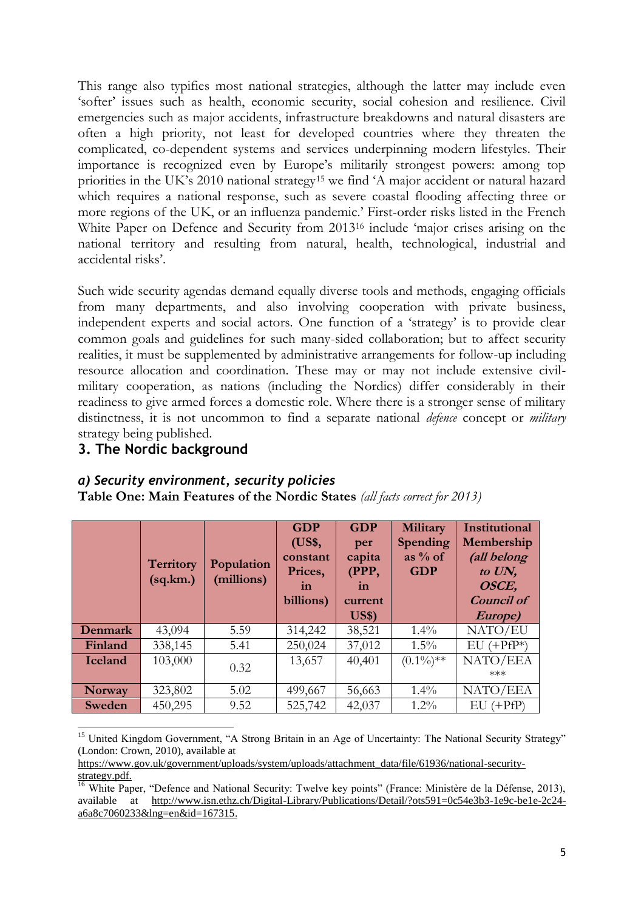This range also typifies most national strategies, although the latter may include even 'softer' issues such as health, economic security, social cohesion and resilience. Civil emergencies such as major accidents, infrastructure breakdowns and natural disasters are often a high priority, not least for developed countries where they threaten the complicated, co-dependent systems and services underpinning modern lifestyles. Their importance is recognized even by Europe's militarily strongest powers: among top priorities in the UK's 2010 national strategy[15] we find 'A major accident or natural hazard which requires a national response, such as severe coastal flooding affecting three or more regions of the UK, or an influenza pandemic.' First-order risks listed in the French White Paper on Defence and Security from 2013[16] include 'major crises arising on the national territory and resulting from natural, health, technological, industrial and accidental risks'.

Such wide security agendas demand equally diverse tools and methods, engaging officials from many departments, and also involving cooperation with private business, independent experts and social actors. One function of a 'strategy' is to provide clear common goals and guidelines for such many-sided collaboration; but to affect security realities, it must be supplemented by administrative arrangements for follow-up including resource allocation and coordination. These may or may not include extensive civil-military cooperation, as nations (including the Nordics) differ considerably in their readiness to give armed forces a domestic role. Where there is a stronger sense of military distinctness, it is not uncommon to find a separate national *defence* concept or *military* strategy being published.

## 3. The Nordic background

### *a) Security environment, security policies*

**Table One: Main Features of the Nordic States** *(all facts correct for 2013)*

| | Territory (sq.km.) | Population (millions) | GDP (US$, constant Prices, in billions) | GDP per capita (PPP, in current US$) | Military Spending as % of GDP | Institutional Membership *(all belong to UN, OSCE, Council of Europe)* |
|---|---|---|---|---|---|---|
| **Denmark** | 43,094 | 5.59 | 314,242 | 38,521 | 1.4% | NATO/EU |
| **Finland** | 338,145 | 5.41 | 250,024 | 37,012 | 1.5% | EU (+PfP*) |
| **Iceland** | 103,000 | 0.32 | 13,657 | 40,401 | (0.1%)** | NATO/EEA *** |
| **Norway** | 323,802 | 5.02 | 499,667 | 56,663 | 1.4% | NATO/EEA |
| **Sweden** | 450,295 | 9.52 | 525,742 | 42,037 | 1.2% | EU (+PfP) |

[15] United Kingdom Government, "A Strong Britain in an Age of Uncertainty: The National Security Strategy" (London: Crown, 2010), available at https://www.gov.uk/government/uploads/system/uploads/attachment_data/file/61936/national-security-strategy.pdf.

[16] White Paper, "Defence and National Security: Twelve key points" (France: Ministère de la Défense, 2013), available at http://www.isn.ethz.ch/Digital-Library/Publications/Detail/?ots591=0c54e3b3-1e9c-be1e-2c24-a6a8c7060233&lng=en&id=167315.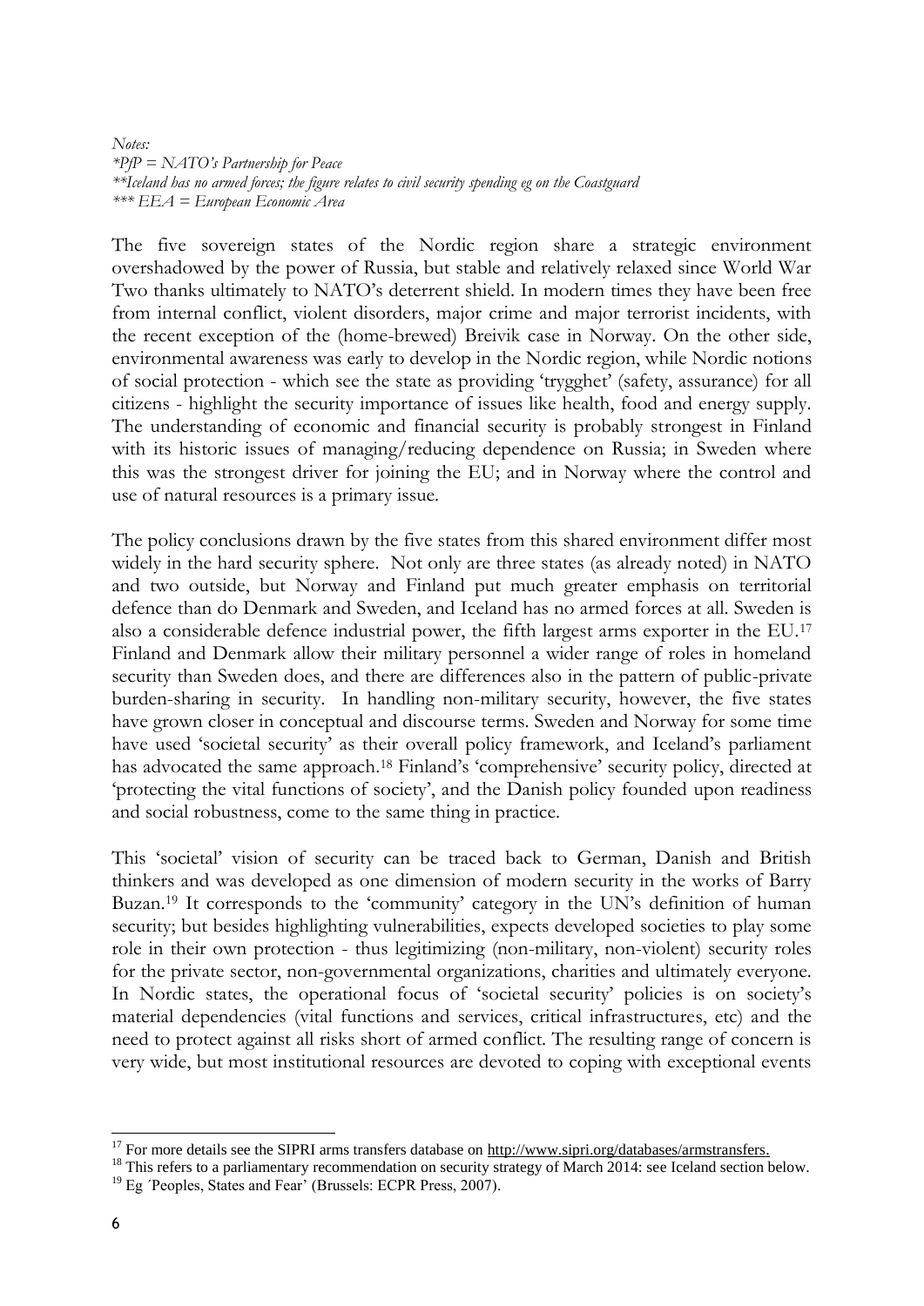*Notes:*
*\*PfP = NATO's Partnership for Peace*
*\*\*Iceland has no armed forces; the figure relates to civil security spending eg on the Coastguard*
*\*\*\* EEA = European Economic Area*

The five sovereign states of the Nordic region share a strategic environment overshadowed by the power of Russia, but stable and relatively relaxed since World War Two thanks ultimately to NATO's deterrent shield. In modern times they have been free from internal conflict, violent disorders, major crime and major terrorist incidents, with the recent exception of the (home-brewed) Breivik case in Norway. On the other side, environmental awareness was early to develop in the Nordic region, while Nordic notions of social protection - which see the state as providing 'trygghet' (safety, assurance) for all citizens - highlight the security importance of issues like health, food and energy supply. The understanding of economic and financial security is probably strongest in Finland with its historic issues of managing/reducing dependence on Russia; in Sweden where this was the strongest driver for joining the EU; and in Norway where the control and use of natural resources is a primary issue.

The policy conclusions drawn by the five states from this shared environment differ most widely in the hard security sphere. Not only are three states (as already noted) in NATO and two outside, but Norway and Finland put much greater emphasis on territorial defence than do Denmark and Sweden, and Iceland has no armed forces at all. Sweden is also a considerable defence industrial power, the fifth largest arms exporter in the EU.[17] Finland and Denmark allow their military personnel a wider range of roles in homeland security than Sweden does, and there are differences also in the pattern of public-private burden-sharing in security. In handling non-military security, however, the five states have grown closer in conceptual and discourse terms. Sweden and Norway for some time have used 'societal security' as their overall policy framework, and Iceland's parliament has advocated the same approach.[18] Finland's 'comprehensive' security policy, directed at 'protecting the vital functions of society', and the Danish policy founded upon readiness and social robustness, come to the same thing in practice.

This 'societal' vision of security can be traced back to German, Danish and British thinkers and was developed as one dimension of modern security in the works of Barry Buzan.[19] It corresponds to the 'community' category in the UN's definition of human security; but besides highlighting vulnerabilities, expects developed societies to play some role in their own protection - thus legitimizing (non-military, non-violent) security roles for the private sector, non-governmental organizations, charities and ultimately everyone. In Nordic states, the operational focus of 'societal security' policies is on society's material dependencies (vital functions and services, critical infrastructures, etc) and the need to protect against all risks short of armed conflict. The resulting range of concern is very wide, but most institutional resources are devoted to coping with exceptional events

---

[17] For more details see the SIPRI arms transfers database on http://www.sipri.org/databases/armstransfers.

[18] This refers to a parliamentary recommendation on security strategy of March 2014: see Iceland section below.

[19] Eg ´Peoples, States and Fear' (Brussels: ECPR Press, 2007).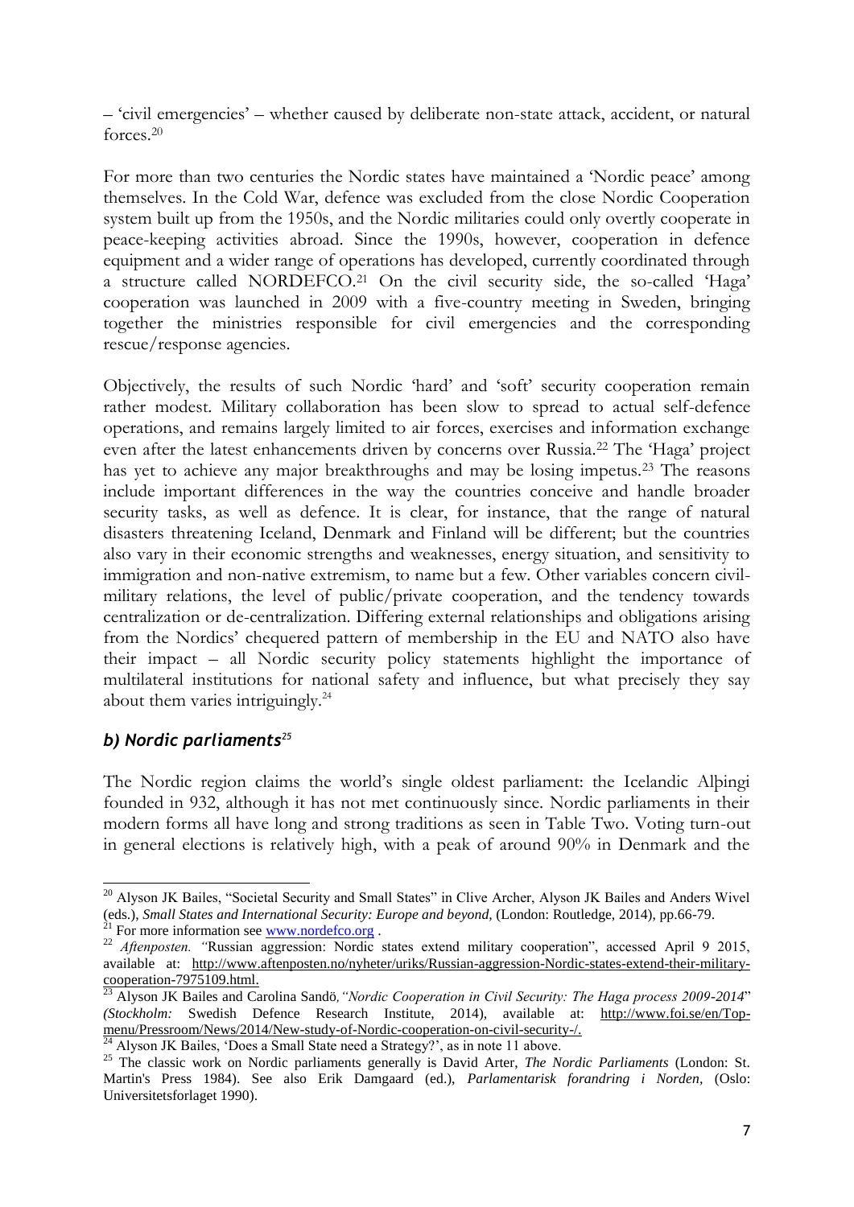– 'civil emergencies' – whether caused by deliberate non-state attack, accident, or natural forces.[20]

For more than two centuries the Nordic states have maintained a 'Nordic peace' among themselves. In the Cold War, defence was excluded from the close Nordic Cooperation system built up from the 1950s, and the Nordic militaries could only overtly cooperate in peace-keeping activities abroad. Since the 1990s, however, cooperation in defence equipment and a wider range of operations has developed, currently coordinated through a structure called NORDEFCO.[21] On the civil security side, the so-called 'Haga' cooperation was launched in 2009 with a five-country meeting in Sweden, bringing together the ministries responsible for civil emergencies and the corresponding rescue/response agencies.

Objectively, the results of such Nordic 'hard' and 'soft' security cooperation remain rather modest. Military collaboration has been slow to spread to actual self-defence operations, and remains largely limited to air forces, exercises and information exchange even after the latest enhancements driven by concerns over Russia.[22] The 'Haga' project has yet to achieve any major breakthroughs and may be losing impetus.[23] The reasons include important differences in the way the countries conceive and handle broader security tasks, as well as defence. It is clear, for instance, that the range of natural disasters threatening Iceland, Denmark and Finland will be different; but the countries also vary in their economic strengths and weaknesses, energy situation, and sensitivity to immigration and non-native extremism, to name but a few. Other variables concern civil-military relations, the level of public/private cooperation, and the tendency towards centralization or de-centralization. Differing external relationships and obligations arising from the Nordics' chequered pattern of membership in the EU and NATO also have their impact – all Nordic security policy statements highlight the importance of multilateral institutions for national safety and influence, but what precisely they say about them varies intriguingly.[24]

### *b) Nordic parliaments*[25]

The Nordic region claims the world's single oldest parliament: the Icelandic Alþingi founded in 932, although it has not met continuously since. Nordic parliaments in their modern forms all have long and strong traditions as seen in Table Two. Voting turn-out in general elections is relatively high, with a peak of around 90% in Denmark and the

---

[20] Alyson JK Bailes, "Societal Security and Small States" in Clive Archer, Alyson JK Bailes and Anders Wivel (eds.), *Small States and International Security: Europe and beyond,* (London: Routledge, 2014), pp.66-79.

[21] For more information see www.nordefco.org .

[22] *Aftenposten. "*Russian aggression: Nordic states extend military cooperation", accessed April 9 2015, available at: http://www.aftenposten.no/nyheter/uriks/Russian-aggression-Nordic-states-extend-their-military-cooperation-7975109.html.

[23] Alyson JK Bailes and Carolina Sandö, *"Nordic Cooperation in Civil Security: The Haga process 2009-2014*" *(Stockholm:* Swedish Defence Research Institute, 2014), available at: http://www.foi.se/en/Top-menu/Pressroom/News/2014/New-study-of-Nordic-cooperation-on-civil-security-/.

[24] Alyson JK Bailes, 'Does a Small State need a Strategy?', as in note 11 above.

[25] The classic work on Nordic parliaments generally is David Arter, *The Nordic Parliaments* (London: St. Martin's Press 1984). See also Erik Damgaard (ed.), *Parlamentarisk forandring i Norden,* (Oslo: Universitetsforlaget 1990).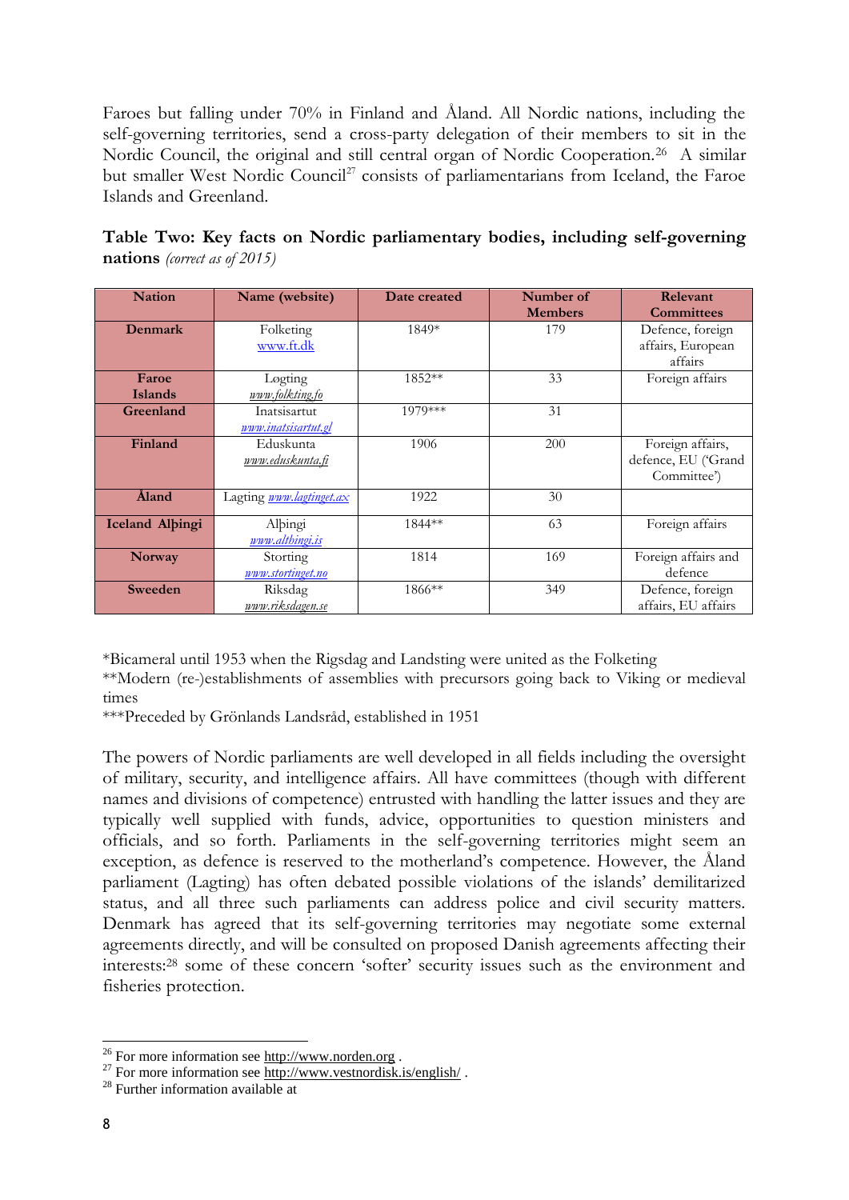Faroes but falling under 70% in Finland and Åland. All Nordic nations, including the self-governing territories, send a cross-party delegation of their members to sit in the Nordic Council, the original and still central organ of Nordic Cooperation.[26] A similar but smaller West Nordic Council[27] consists of parliamentarians from Iceland, the Faroe Islands and Greenland.

**Table Two: Key facts on Nordic parliamentary bodies, including self-governing nations** *(correct as of 2015)*

| Nation | Name (website) | Date created | Number of Members | Relevant Committees |
|---|---|---|---|---|
| **Denmark** | Folketing www.ft.dk | 1849* | 179 | Defence, foreign affairs, European affairs |
| **Faroe Islands** | Løgting *www.folkting.fo* | 1852** | 33 | Foreign affairs |
| **Greenland** | Inatsisartut *www.inatsisartut.gl* | 1979*** | 31 | |
| **Finland** | Eduskunta *www.eduskunta.fi* | 1906 | 200 | Foreign affairs, defence, EU ('Grand Committee') |
| **Åland** | Lagting *www.lagtinget.ax* | 1922 | 30 | |
| **Iceland Alþingi** | Alþingi *www.althingi.is* | 1844** | 63 | Foreign affairs |
| **Norway** | Storting *www.stortinget.no* | 1814 | 169 | Foreign affairs and defence |
| **Sweeden** | Riksdag *www.riksdagen.se* | 1866** | 349 | Defence, foreign affairs, EU affairs |

*Bicameral until 1953 when the Rigsdag and Landsting were united as the Folketing

**Modern (re-)establishments of assemblies with precursors going back to Viking or medieval times

***Preceded by Grönlands Landsråd, established in 1951

The powers of Nordic parliaments are well developed in all fields including the oversight of military, security, and intelligence affairs. All have committees (though with different names and divisions of competence) entrusted with handling the latter issues and they are typically well supplied with funds, advice, opportunities to question ministers and officials, and so forth. Parliaments in the self-governing territories might seem an exception, as defence is reserved to the motherland's competence. However, the Åland parliament (Lagting) has often debated possible violations of the islands' demilitarized status, and all three such parliaments can address police and civil security matters. Denmark has agreed that its self-governing territories may negotiate some external agreements directly, and will be consulted on proposed Danish agreements affecting their interests:[28] some of these concern 'softer' security issues such as the environment and fisheries protection.

---

[26] For more information see http://www.norden.org .

[27] For more information see http://www.vestnordisk.is/english/ .

[28] Further information available at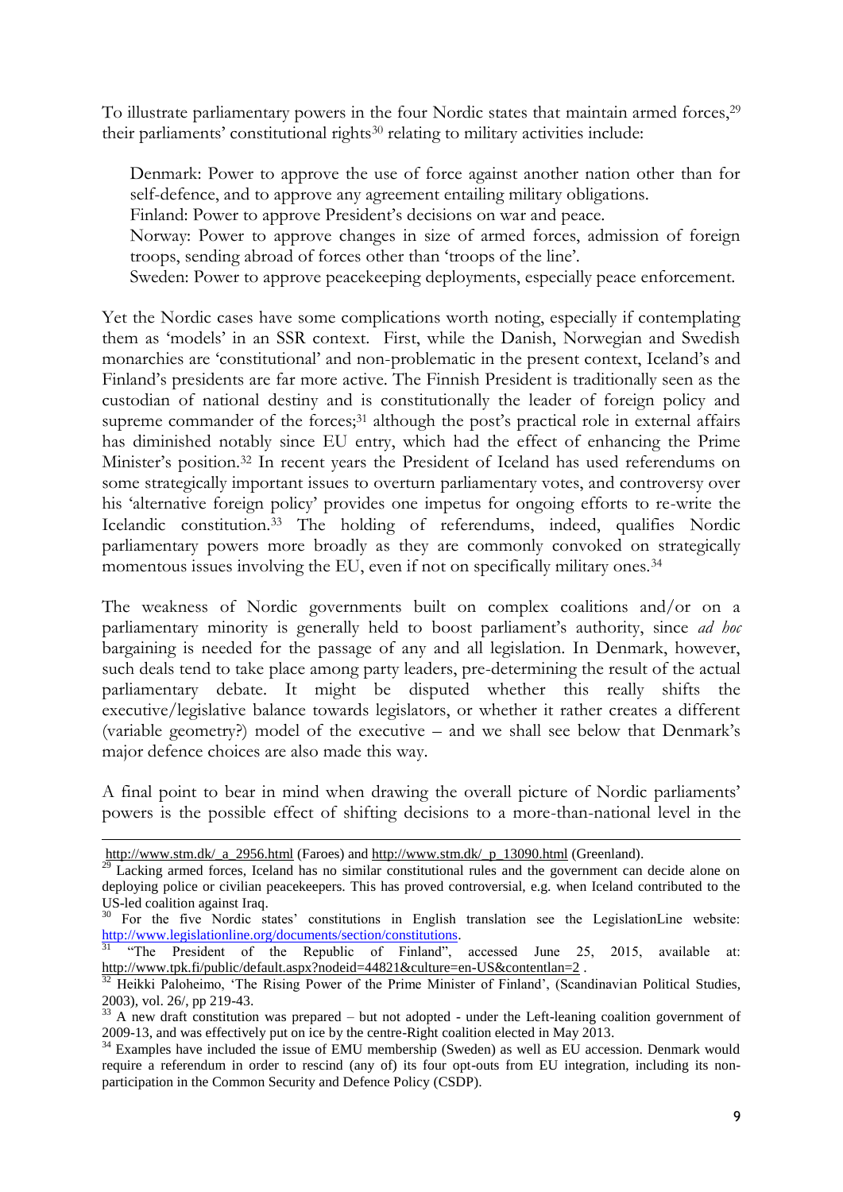To illustrate parliamentary powers in the four Nordic states that maintain armed forces,[29] their parliaments' constitutional rights[30] relating to military activities include:

> Denmark: Power to approve the use of force against another nation other than for self-defence, and to approve any agreement entailing military obligations.
> Finland: Power to approve President's decisions on war and peace.
> Norway: Power to approve changes in size of armed forces, admission of foreign troops, sending abroad of forces other than 'troops of the line'.
> Sweden: Power to approve peacekeeping deployments, especially peace enforcement.

Yet the Nordic cases have some complications worth noting, especially if contemplating them as 'models' in an SSR context. First, while the Danish, Norwegian and Swedish monarchies are 'constitutional' and non-problematic in the present context, Iceland's and Finland's presidents are far more active. The Finnish President is traditionally seen as the custodian of national destiny and is constitutionally the leader of foreign policy and supreme commander of the forces;[31] although the post's practical role in external affairs has diminished notably since EU entry, which had the effect of enhancing the Prime Minister's position.[32] In recent years the President of Iceland has used referendums on some strategically important issues to overturn parliamentary votes, and controversy over his 'alternative foreign policy' provides one impetus for ongoing efforts to re-write the Icelandic constitution.[33] The holding of referendums, indeed, qualifies Nordic parliamentary powers more broadly as they are commonly convoked on strategically momentous issues involving the EU, even if not on specifically military ones.[34]

The weakness of Nordic governments built on complex coalitions and/or on a parliamentary minority is generally held to boost parliament's authority, since *ad hoc* bargaining is needed for the passage of any and all legislation. In Denmark, however, such deals tend to take place among party leaders, pre-determining the result of the actual parliamentary debate. It might be disputed whether this really shifts the executive/legislative balance towards legislators, or whether it rather creates a different (variable geometry?) model of the executive – and we shall see below that Denmark's major defence choices are also made this way.

A final point to bear in mind when drawing the overall picture of Nordic parliaments' powers is the possible effect of shifting decisions to a more-than-national level in the

---

http://www.stm.dk/_a_2956.html (Faroes) and http://www.stm.dk/_p_13090.html (Greenland).

[29] Lacking armed forces, Iceland has no similar constitutional rules and the government can decide alone on deploying police or civilian peacekeepers. This has proved controversial, e.g. when Iceland contributed to the US-led coalition against Iraq.

[30] For the five Nordic states' constitutions in English translation see the LegislationLine website: http://www.legislationline.org/documents/section/constitutions.

[31] "The President of the Republic of Finland", accessed June 25, 2015, available at: http://www.tpk.fi/public/default.aspx?nodeid=44821&culture=en-US&contentlan=2 .

[32] Heikki Paloheimo, 'The Rising Power of the Prime Minister of Finland', (Scandinavian Political Studies, 2003), vol. 26/, pp 219-43.

[33] A new draft constitution was prepared – but not adopted - under the Left-leaning coalition government of 2009-13, and was effectively put on ice by the centre-Right coalition elected in May 2013.

[34] Examples have included the issue of EMU membership (Sweden) as well as EU accession. Denmark would require a referendum in order to rescind (any of) its four opt-outs from EU integration, including its non-participation in the Common Security and Defence Policy (CSDP).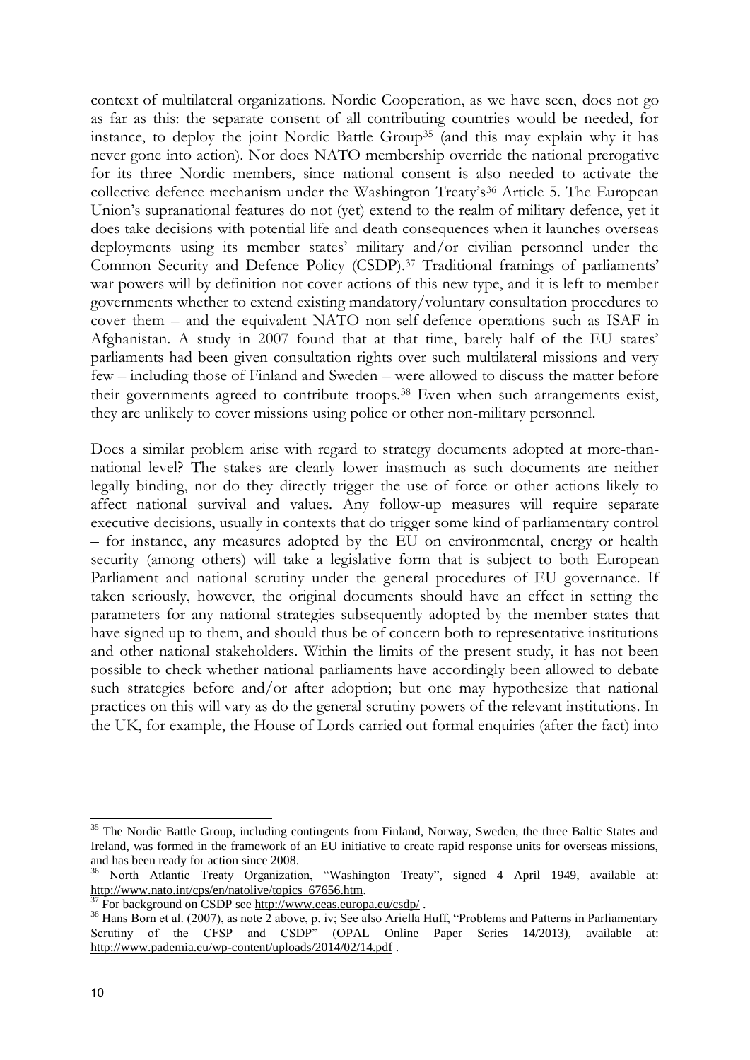context of multilateral organizations. Nordic Cooperation, as we have seen, does not go as far as this: the separate consent of all contributing countries would be needed, for instance, to deploy the joint Nordic Battle Group[35] (and this may explain why it has never gone into action). Nor does NATO membership override the national prerogative for its three Nordic members, since national consent is also needed to activate the collective defence mechanism under the Washington Treaty's[36] Article 5. The European Union's supranational features do not (yet) extend to the realm of military defence, yet it does take decisions with potential life-and-death consequences when it launches overseas deployments using its member states' military and/or civilian personnel under the Common Security and Defence Policy (CSDP).[37] Traditional framings of parliaments' war powers will by definition not cover actions of this new type, and it is left to member governments whether to extend existing mandatory/voluntary consultation procedures to cover them – and the equivalent NATO non-self-defence operations such as ISAF in Afghanistan. A study in 2007 found that at that time, barely half of the EU states' parliaments had been given consultation rights over such multilateral missions and very few – including those of Finland and Sweden – were allowed to discuss the matter before their governments agreed to contribute troops.[38] Even when such arrangements exist, they are unlikely to cover missions using police or other non-military personnel.

Does a similar problem arise with regard to strategy documents adopted at more-than-national level? The stakes are clearly lower inasmuch as such documents are neither legally binding, nor do they directly trigger the use of force or other actions likely to affect national survival and values. Any follow-up measures will require separate executive decisions, usually in contexts that do trigger some kind of parliamentary control – for instance, any measures adopted by the EU on environmental, energy or health security (among others) will take a legislative form that is subject to both European Parliament and national scrutiny under the general procedures of EU governance. If taken seriously, however, the original documents should have an effect in setting the parameters for any national strategies subsequently adopted by the member states that have signed up to them, and should thus be of concern both to representative institutions and other national stakeholders. Within the limits of the present study, it has not been possible to check whether national parliaments have accordingly been allowed to debate such strategies before and/or after adoption; but one may hypothesize that national practices on this will vary as do the general scrutiny powers of the relevant institutions. In the UK, for example, the House of Lords carried out formal enquiries (after the fact) into

---

[35] The Nordic Battle Group, including contingents from Finland, Norway, Sweden, the three Baltic States and Ireland, was formed in the framework of an EU initiative to create rapid response units for overseas missions, and has been ready for action since 2008.

[36] North Atlantic Treaty Organization, "Washington Treaty", signed 4 April 1949, available at: http://www.nato.int/cps/en/natolive/topics_67656.htm.

[37] For background on CSDP see http://www.eeas.europa.eu/csdp/ .

[38] Hans Born et al. (2007), as note 2 above, p. iv; See also Ariella Huff, "Problems and Patterns in Parliamentary Scrutiny of the CFSP and CSDP" (OPAL Online Paper Series 14/2013), available at: http://www.pademia.eu/wp-content/uploads/2014/02/14.pdf .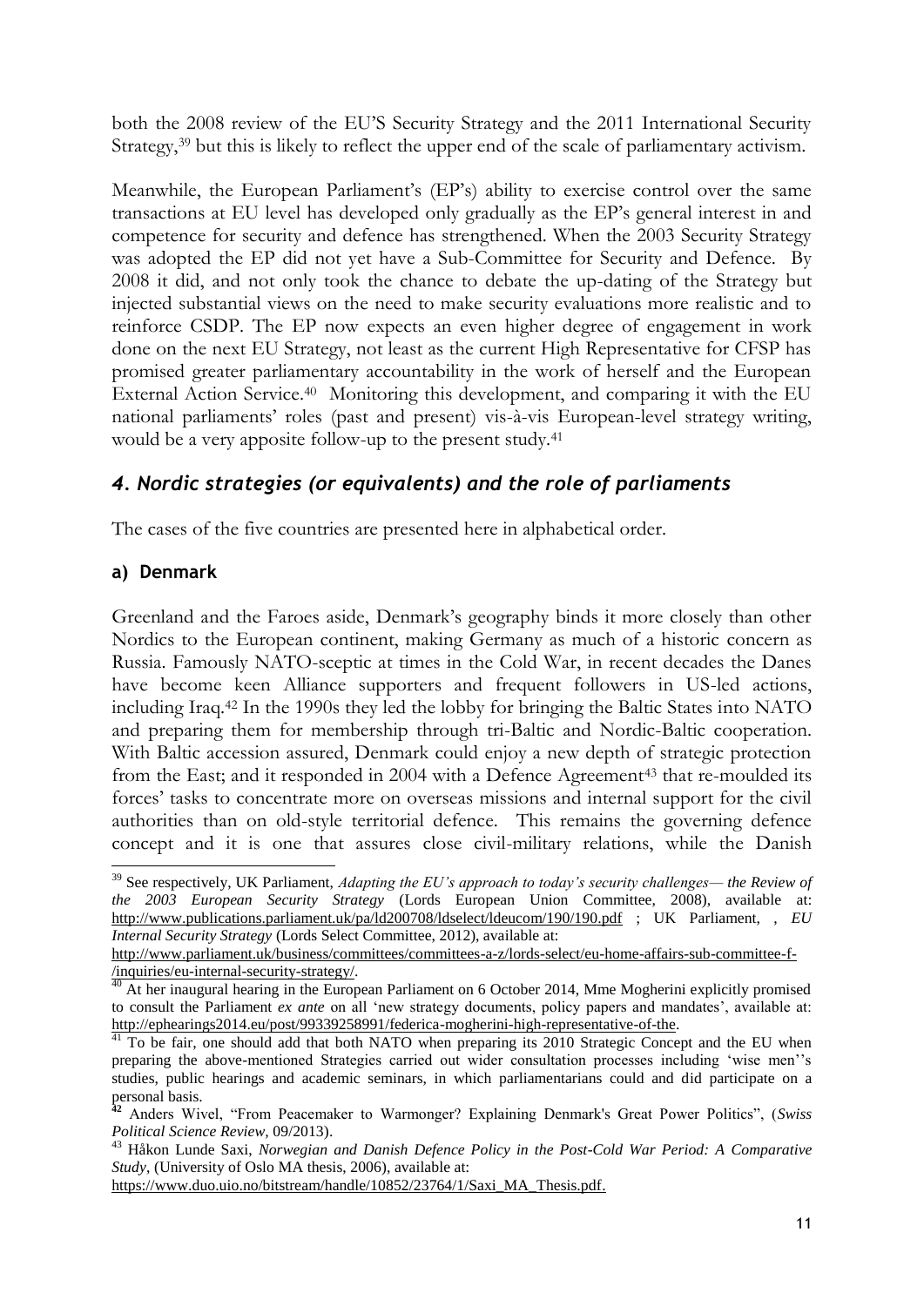both the 2008 review of the EU'S Security Strategy and the 2011 International Security Strategy,[39] but this is likely to reflect the upper end of the scale of parliamentary activism.

Meanwhile, the European Parliament's (EP's) ability to exercise control over the same transactions at EU level has developed only gradually as the EP's general interest in and competence for security and defence has strengthened. When the 2003 Security Strategy was adopted the EP did not yet have a Sub-Committee for Security and Defence. By 2008 it did, and not only took the chance to debate the up-dating of the Strategy but injected substantial views on the need to make security evaluations more realistic and to reinforce CSDP. The EP now expects an even higher degree of engagement in work done on the next EU Strategy, not least as the current High Representative for CFSP has promised greater parliamentary accountability in the work of herself and the European External Action Service.[40] Monitoring this development, and comparing it with the EU national parliaments' roles (past and present) vis-à-vis European-level strategy writing, would be a very apposite follow-up to the present study.[41]

## *4. Nordic strategies (or equivalents) and the role of parliaments*

The cases of the five countries are presented here in alphabetical order.

### a) Denmark

Greenland and the Faroes aside, Denmark's geography binds it more closely than other Nordics to the European continent, making Germany as much of a historic concern as Russia. Famously NATO-sceptic at times in the Cold War, in recent decades the Danes have become keen Alliance supporters and frequent followers in US-led actions, including Iraq.[42] In the 1990s they led the lobby for bringing the Baltic States into NATO and preparing them for membership through tri-Baltic and Nordic-Baltic cooperation. With Baltic accession assured, Denmark could enjoy a new depth of strategic protection from the East; and it responded in 2004 with a Defence Agreement[43] that re-moulded its forces' tasks to concentrate more on overseas missions and internal support for the civil authorities than on old-style territorial defence. This remains the governing defence concept and it is one that assures close civil-military relations, while the Danish

---

[39] See respectively, UK Parliament, *Adapting the EU's approach to today's security challenges— the Review of the 2003 European Security Strategy* (Lords European Union Committee, 2008), available at: http://www.publications.parliament.uk/pa/ld200708/ldselect/ldeucom/190/190.pdf ; UK Parliament, , *EU Internal Security Strategy* (Lords Select Committee, 2012), available at: http://www.parliament.uk/business/committees/committees-a-z/lords-select/eu-home-affairs-sub-committee-f-/inquiries/eu-internal-security-strategy/.

[40] At her inaugural hearing in the European Parliament on 6 October 2014, Mme Mogherini explicitly promised to consult the Parliament *ex ante* on all 'new strategy documents, policy papers and mandates', available at: http://ephearings2014.eu/post/99339258991/federica-mogherini-high-representative-of-the.

[41] To be fair, one should add that both NATO when preparing its 2010 Strategic Concept and the EU when preparing the above-mentioned Strategies carried out wider consultation processes including 'wise men''s studies, public hearings and academic seminars, in which parliamentarians could and did participate on a personal basis.

[42] Anders Wivel, "From Peacemaker to Warmonger? Explaining Denmark's Great Power Politics", (*Swiss Political Science Review*, 09/2013).

[43] Håkon Lunde Saxi, *Norwegian and Danish Defence Policy in the Post-Cold War Period: A Comparative Study*, (University of Oslo MA thesis, 2006), available at: https://www.duo.uio.no/bitstream/handle/10852/23764/1/Saxi_MA_Thesis.pdf.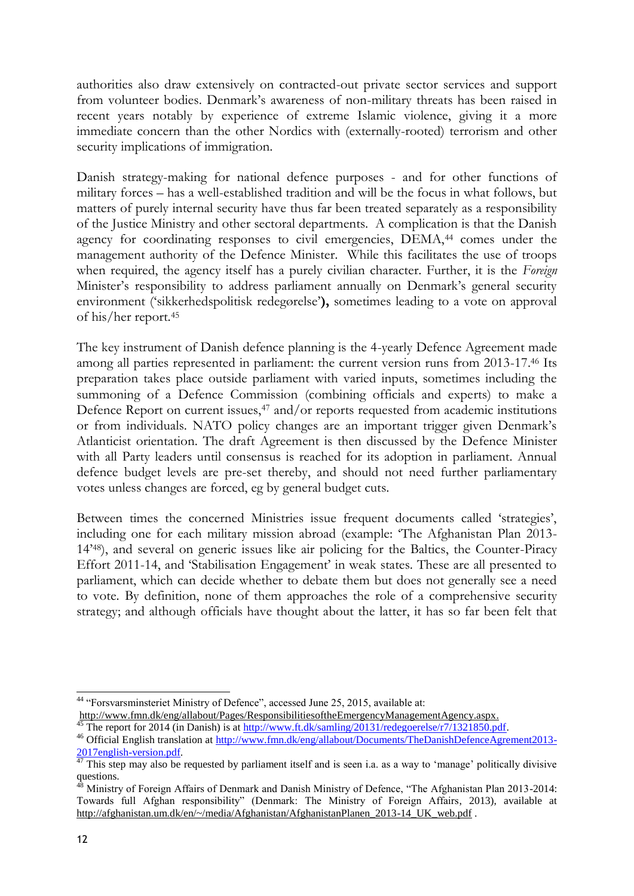authorities also draw extensively on contracted-out private sector services and support from volunteer bodies. Denmark's awareness of non-military threats has been raised in recent years notably by experience of extreme Islamic violence, giving it a more immediate concern than the other Nordics with (externally-rooted) terrorism and other security implications of immigration.

Danish strategy-making for national defence purposes - and for other functions of military forces – has a well-established tradition and will be the focus in what follows, but matters of purely internal security have thus far been treated separately as a responsibility of the Justice Ministry and other sectoral departments. A complication is that the Danish agency for coordinating responses to civil emergencies, DEMA,[44] comes under the management authority of the Defence Minister. While this facilitates the use of troops when required, the agency itself has a purely civilian character. Further, it is the *Foreign* Minister's responsibility to address parliament annually on Denmark's general security environment ('sikkerhedspolitisk redegørelse'**),** sometimes leading to a vote on approval of his/her report.[45]

The key instrument of Danish defence planning is the 4-yearly Defence Agreement made among all parties represented in parliament: the current version runs from 2013-17.[46] Its preparation takes place outside parliament with varied inputs, sometimes including the summoning of a Defence Commission (combining officials and experts) to make a Defence Report on current issues,[47] and/or reports requested from academic institutions or from individuals. NATO policy changes are an important trigger given Denmark's Atlanticist orientation. The draft Agreement is then discussed by the Defence Minister with all Party leaders until consensus is reached for its adoption in parliament. Annual defence budget levels are pre-set thereby, and should not need further parliamentary votes unless changes are forced, eg by general budget cuts.

Between times the concerned Ministries issue frequent documents called 'strategies', including one for each military mission abroad (example: 'The Afghanistan Plan 2013-14'[48]), and several on generic issues like air policing for the Baltics, the Counter-Piracy Effort 2011-14, and 'Stabilisation Engagement' in weak states. These are all presented to parliament, which can decide whether to debate them but does not generally see a need to vote. By definition, none of them approaches the role of a comprehensive security strategy; and although officials have thought about the latter, it has so far been felt that

---

[44] "Forsvarsminsteriet Ministry of Defence", accessed June 25, 2015, available at: http://www.fmn.dk/eng/allabout/Pages/ResponsibilitiesoftheEmergencyManagementAgency.aspx.

[45] The report for 2014 (in Danish) is at http://www.ft.dk/samling/20131/redegoerelse/r7/1321850.pdf.

[46] Official English translation at http://www.fmn.dk/eng/allabout/Documents/TheDanishDefenceAgrement2013-2017english-version.pdf.

[47] This step may also be requested by parliament itself and is seen i.a. as a way to 'manage' politically divisive questions.

[48] Ministry of Foreign Affairs of Denmark and Danish Ministry of Defence, "The Afghanistan Plan 2013-2014: Towards full Afghan responsibility" (Denmark: The Ministry of Foreign Affairs, 2013), available at http://afghanistan.um.dk/en/~/media/Afghanistan/AfghanistanPlanen_2013-14_UK_web.pdf .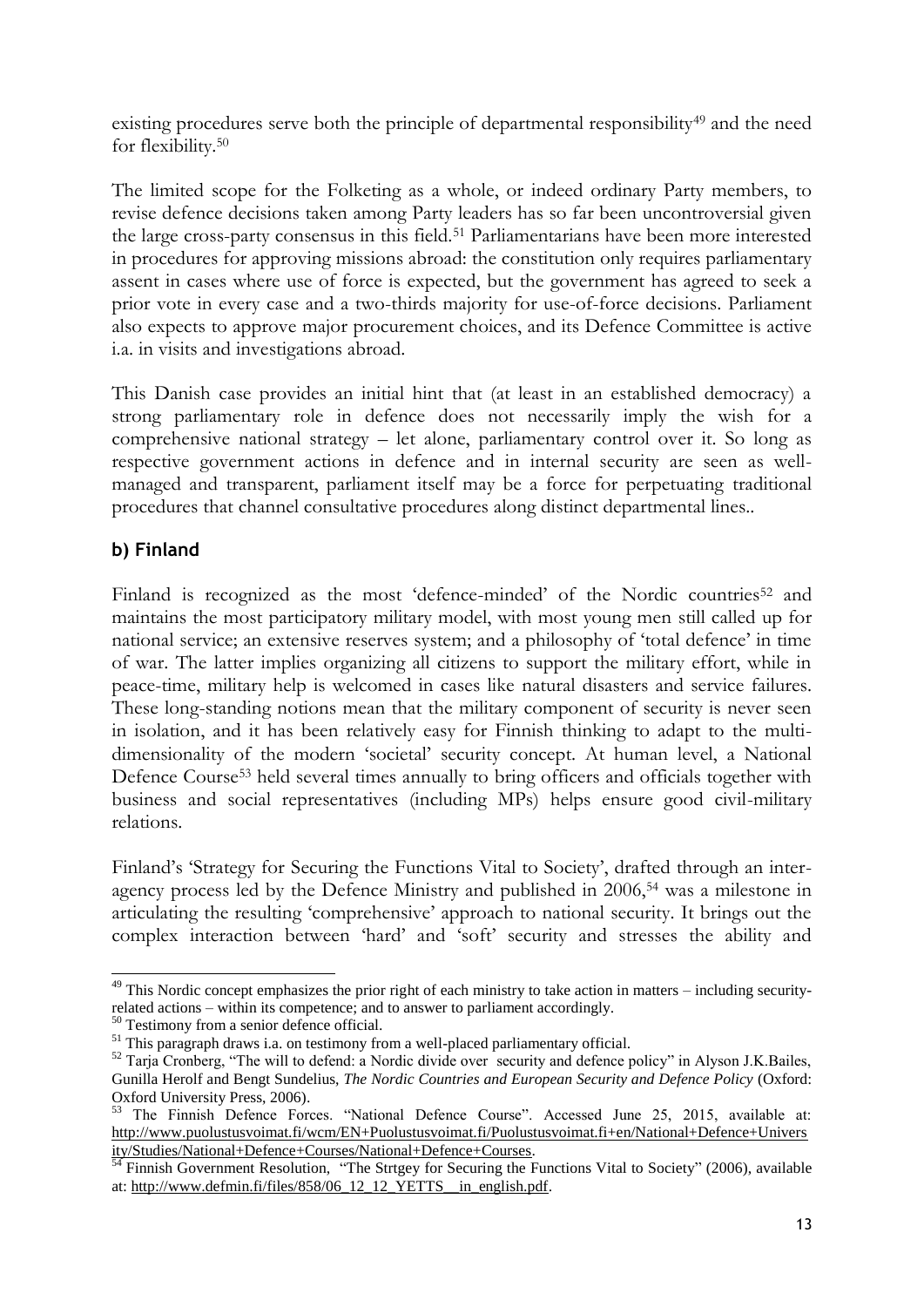existing procedures serve both the principle of departmental responsibility[49] and the need for flexibility.[50]

The limited scope for the Folketing as a whole, or indeed ordinary Party members, to revise defence decisions taken among Party leaders has so far been uncontroversial given the large cross-party consensus in this field.[51] Parliamentarians have been more interested in procedures for approving missions abroad: the constitution only requires parliamentary assent in cases where use of force is expected, but the government has agreed to seek a prior vote in every case and a two-thirds majority for use-of-force decisions. Parliament also expects to approve major procurement choices, and its Defence Committee is active i.a. in visits and investigations abroad.

This Danish case provides an initial hint that (at least in an established democracy) a strong parliamentary role in defence does not necessarily imply the wish for a comprehensive national strategy – let alone, parliamentary control over it. So long as respective government actions in defence and in internal security are seen as well-managed and transparent, parliament itself may be a force for perpetuating traditional procedures that channel consultative procedures along distinct departmental lines..

### b) Finland

Finland is recognized as the most 'defence-minded' of the Nordic countries[52] and maintains the most participatory military model, with most young men still called up for national service; an extensive reserves system; and a philosophy of 'total defence' in time of war. The latter implies organizing all citizens to support the military effort, while in peace-time, military help is welcomed in cases like natural disasters and service failures. These long-standing notions mean that the military component of security is never seen in isolation, and it has been relatively easy for Finnish thinking to adapt to the multi-dimensionality of the modern 'societal' security concept. At human level, a National Defence Course[53] held several times annually to bring officers and officials together with business and social representatives (including MPs) helps ensure good civil-military relations.

Finland's 'Strategy for Securing the Functions Vital to Society', drafted through an inter-agency process led by the Defence Ministry and published in 2006,[54] was a milestone in articulating the resulting 'comprehensive' approach to national security. It brings out the complex interaction between 'hard' and 'soft' security and stresses the ability and

---

[49] This Nordic concept emphasizes the prior right of each ministry to take action in matters – including security-related actions – within its competence; and to answer to parliament accordingly.

[50] Testimony from a senior defence official.

[51] This paragraph draws i.a. on testimony from a well-placed parliamentary official.

[52] Tarja Cronberg, "The will to defend: a Nordic divide over security and defence policy" in Alyson J.K.Bailes, Gunilla Herolf and Bengt Sundelius, *The Nordic Countries and European Security and Defence Policy* (Oxford: Oxford University Press, 2006).

[53] The Finnish Defence Forces. "National Defence Course". Accessed June 25, 2015, available at: http://www.puolustusvoimat.fi/wcm/EN+Puolustusvoimat.fi/Puolustusvoimat.fi+en/National+Defence+University/Studies/National+Defence+Courses/National+Defence+Courses.

[54] Finnish Government Resolution, "The Strtgey for Securing the Functions Vital to Society" (2006), available at: http://www.defmin.fi/files/858/06_12_12_YETTS__in_english.pdf.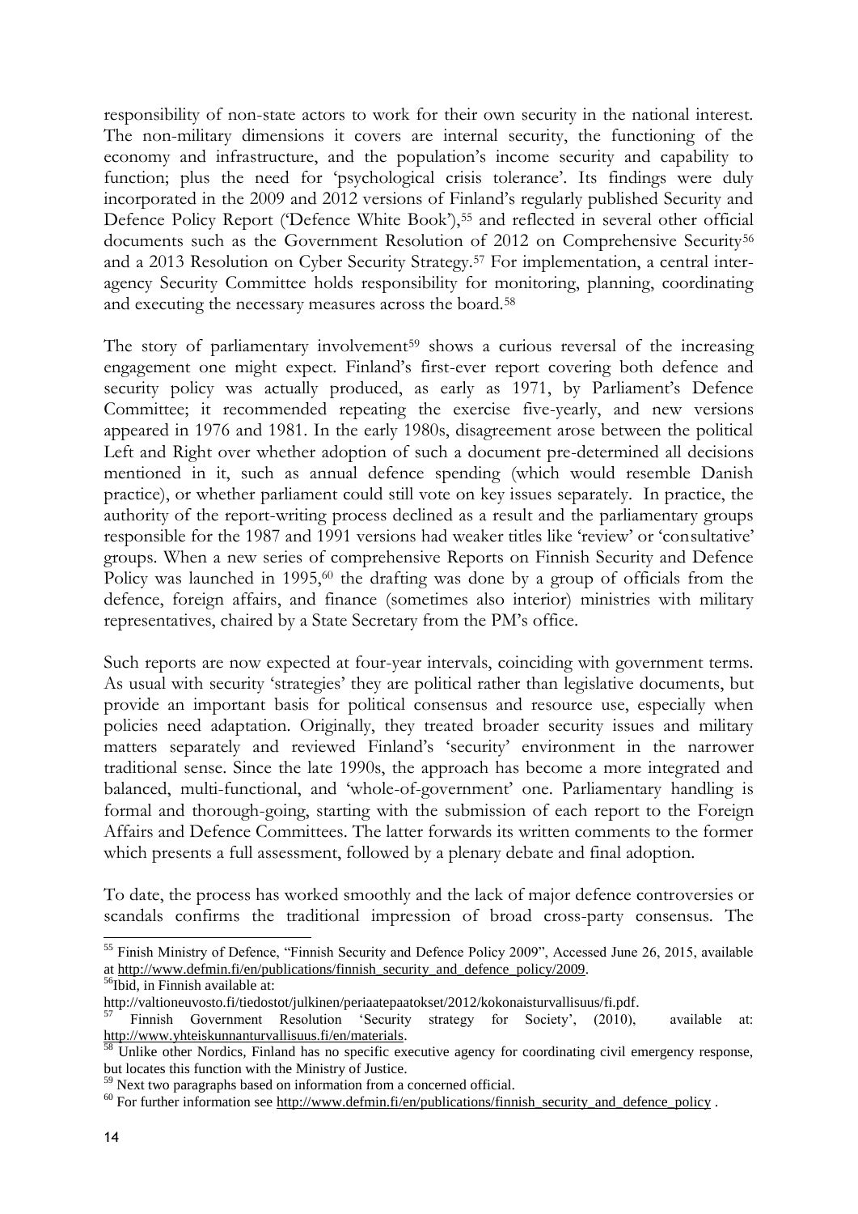responsibility of non-state actors to work for their own security in the national interest. The non-military dimensions it covers are internal security, the functioning of the economy and infrastructure, and the population's income security and capability to function; plus the need for 'psychological crisis tolerance'. Its findings were duly incorporated in the 2009 and 2012 versions of Finland's regularly published Security and Defence Policy Report ('Defence White Book'),[55] and reflected in several other official documents such as the Government Resolution of 2012 on Comprehensive Security[56] and a 2013 Resolution on Cyber Security Strategy.[57] For implementation, a central inter-agency Security Committee holds responsibility for monitoring, planning, coordinating and executing the necessary measures across the board.[58]

The story of parliamentary involvement[59] shows a curious reversal of the increasing engagement one might expect. Finland's first-ever report covering both defence and security policy was actually produced, as early as 1971, by Parliament's Defence Committee; it recommended repeating the exercise five-yearly, and new versions appeared in 1976 and 1981. In the early 1980s, disagreement arose between the political Left and Right over whether adoption of such a document pre-determined all decisions mentioned in it, such as annual defence spending (which would resemble Danish practice), or whether parliament could still vote on key issues separately. In practice, the authority of the report-writing process declined as a result and the parliamentary groups responsible for the 1987 and 1991 versions had weaker titles like 'review' or 'consultative' groups. When a new series of comprehensive Reports on Finnish Security and Defence Policy was launched in 1995,[60] the drafting was done by a group of officials from the defence, foreign affairs, and finance (sometimes also interior) ministries with military representatives, chaired by a State Secretary from the PM's office.

Such reports are now expected at four-year intervals, coinciding with government terms. As usual with security 'strategies' they are political rather than legislative documents, but provide an important basis for political consensus and resource use, especially when policies need adaptation. Originally, they treated broader security issues and military matters separately and reviewed Finland's 'security' environment in the narrower traditional sense. Since the late 1990s, the approach has become a more integrated and balanced, multi-functional, and 'whole-of-government' one. Parliamentary handling is formal and thorough-going, starting with the submission of each report to the Foreign Affairs and Defence Committees. The latter forwards its written comments to the former which presents a full assessment, followed by a plenary debate and final adoption.

To date, the process has worked smoothly and the lack of major defence controversies or scandals confirms the traditional impression of broad cross-party consensus. The

---

[55] Finish Ministry of Defence, "Finnish Security and Defence Policy 2009", Accessed June 26, 2015, available at http://www.defmin.fi/en/publications/finnish_security_and_defence_policy/2009.

[56] Ibid, in Finnish available at: http://valtioneuvosto.fi/tiedostot/julkinen/periaatepaatokset/2012/kokonaisturvallisuus/fi.pdf.

[57] Finnish Government Resolution 'Security strategy for Society', (2010), available at: http://www.yhteiskunnanturvallisuus.fi/en/materials.

[58] Unlike other Nordics, Finland has no specific executive agency for coordinating civil emergency response, but locates this function with the Ministry of Justice.

[59] Next two paragraphs based on information from a concerned official.

[60] For further information see http://www.defmin.fi/en/publications/finnish_security_and_defence_policy .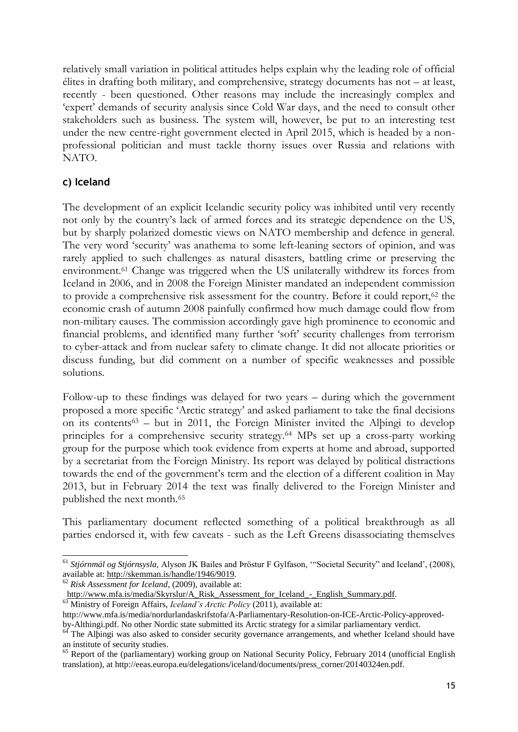relatively small variation in political attitudes helps explain why the leading role of official élites in drafting both military, and comprehensive, strategy documents has not – at least, recently - been questioned. Other reasons may include the increasingly complex and 'expert' demands of security analysis since Cold War days, and the need to consult other stakeholders such as business. The system will, however, be put to an interesting test under the new centre-right government elected in April 2015, which is headed by a non-professional politician and must tackle thorny issues over Russia and relations with NATO.

### c) Iceland

The development of an explicit Icelandic security policy was inhibited until very recently not only by the country's lack of armed forces and its strategic dependence on the US, but by sharply polarized domestic views on NATO membership and defence in general. The very word 'security' was anathema to some left-leaning sectors of opinion, and was rarely applied to such challenges as natural disasters, battling crime or preserving the environment.[61] Change was triggered when the US unilaterally withdrew its forces from Iceland in 2006, and in 2008 the Foreign Minister mandated an independent commission to provide a comprehensive risk assessment for the country. Before it could report,[62] the economic crash of autumn 2008 painfully confirmed how much damage could flow from non-military causes. The commission accordingly gave high prominence to economic and financial problems, and identified many further 'soft' security challenges from terrorism to cyber-attack and from nuclear safety to climate change. It did not allocate priorities or discuss funding, but did comment on a number of specific weaknesses and possible solutions.

Follow-up to these findings was delayed for two years – during which the government proposed a more specific 'Arctic strategy' and asked parliament to take the final decisions on its contents[63] – but in 2011, the Foreign Minister invited the Alþingi to develop principles for a comprehensive security strategy.[64] MPs set up a cross-party working group for the purpose which took evidence from experts at home and abroad, supported by a secretariat from the Foreign Ministry. Its report was delayed by political distractions towards the end of the government's term and the election of a different coalition in May 2013, but in February 2014 the text was finally delivered to the Foreign Minister and published the next month.[65]

This parliamentary document reflected something of a political breakthrough as all parties endorsed it, with few caveats - such as the Left Greens disassociating themselves

---

[61] *Stjórnmál og Stjórnsysla*, Alyson JK Bailes and Þröstur F Gylfason, '"Societal Security" and Iceland', (2008), available at: http://skemman.is/handle/1946/9019.

[62] *Risk Assessment for Iceland*, (2009), available at: http://www.mfa.is/media/Skyrslur/A_Risk_Assessment_for_Iceland_-_English_Summary.pdf.

[63] Ministry of Foreign Affairs, *Iceland's Arctic Policy* (2011), available at: http://www.mfa.is/media/nordurlandaskrifstofa/A-Parliamentary-Resolution-on-ICE-Arctic-Policy-approved-by-Althingi.pdf. No other Nordic state submitted its Arctic strategy for a similar parliamentary verdict.

[64] The Alþingi was also asked to consider security governance arrangements, and whether Iceland should have an institute of security studies.

[65] Report of the (parliamentary) working group on National Security Policy, February 2014 (unofficial English translation), at http://eeas.europa.eu/delegations/iceland/documents/press_corner/20140324en.pdf.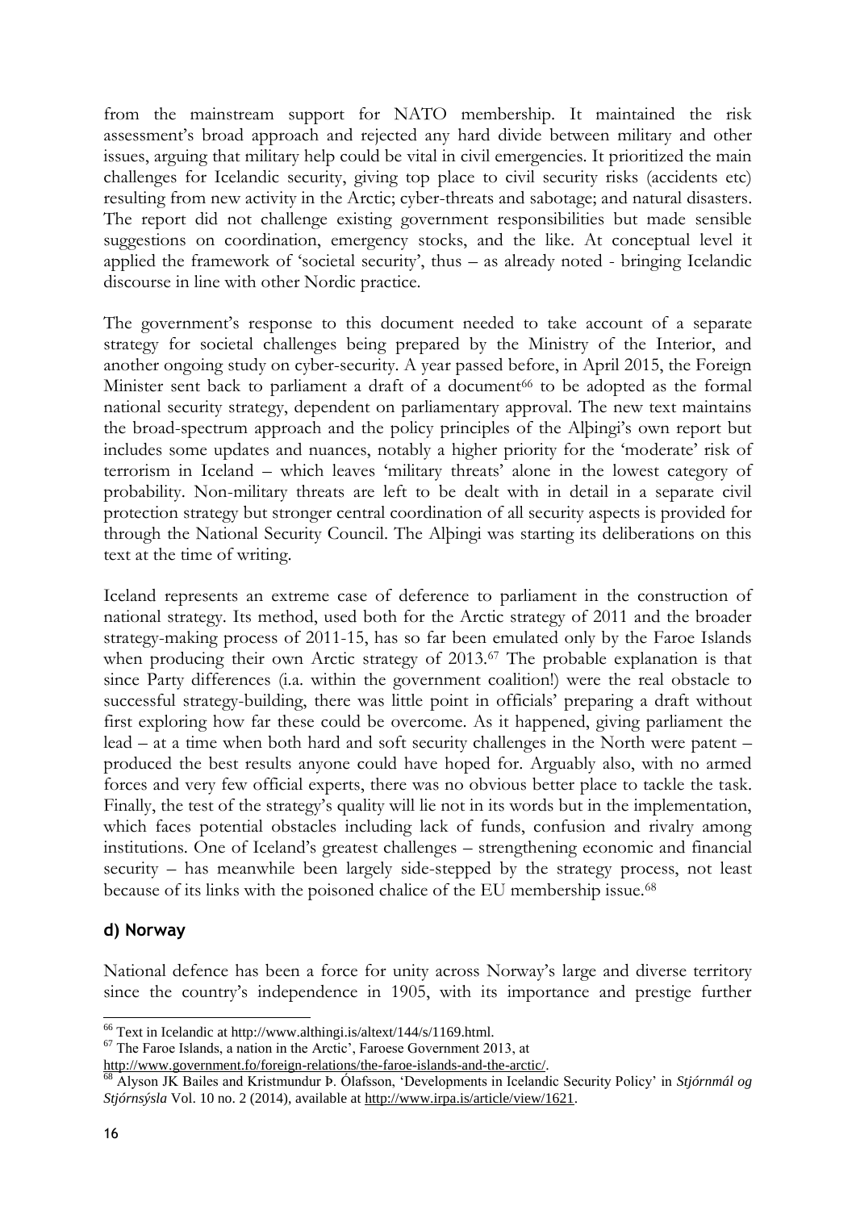from the mainstream support for NATO membership. It maintained the risk assessment's broad approach and rejected any hard divide between military and other issues, arguing that military help could be vital in civil emergencies. It prioritized the main challenges for Icelandic security, giving top place to civil security risks (accidents etc) resulting from new activity in the Arctic; cyber-threats and sabotage; and natural disasters. The report did not challenge existing government responsibilities but made sensible suggestions on coordination, emergency stocks, and the like. At conceptual level it applied the framework of 'societal security', thus – as already noted - bringing Icelandic discourse in line with other Nordic practice.

The government's response to this document needed to take account of a separate strategy for societal challenges being prepared by the Ministry of the Interior, and another ongoing study on cyber-security. A year passed before, in April 2015, the Foreign Minister sent back to parliament a draft of a document[66] to be adopted as the formal national security strategy, dependent on parliamentary approval. The new text maintains the broad-spectrum approach and the policy principles of the Alþingi's own report but includes some updates and nuances, notably a higher priority for the 'moderate' risk of terrorism in Iceland – which leaves 'military threats' alone in the lowest category of probability. Non-military threats are left to be dealt with in detail in a separate civil protection strategy but stronger central coordination of all security aspects is provided for through the National Security Council. The Alþingi was starting its deliberations on this text at the time of writing.

Iceland represents an extreme case of deference to parliament in the construction of national strategy. Its method, used both for the Arctic strategy of 2011 and the broader strategy-making process of 2011-15, has so far been emulated only by the Faroe Islands when producing their own Arctic strategy of 2013.[67] The probable explanation is that since Party differences (i.a. within the government coalition!) were the real obstacle to successful strategy-building, there was little point in officials' preparing a draft without first exploring how far these could be overcome. As it happened, giving parliament the lead – at a time when both hard and soft security challenges in the North were patent – produced the best results anyone could have hoped for. Arguably also, with no armed forces and very few official experts, there was no obvious better place to tackle the task. Finally, the test of the strategy's quality will lie not in its words but in the implementation, which faces potential obstacles including lack of funds, confusion and rivalry among institutions. One of Iceland's greatest challenges – strengthening economic and financial security – has meanwhile been largely side-stepped by the strategy process, not least because of its links with the poisoned chalice of the EU membership issue.[68]

### d) Norway

National defence has been a force for unity across Norway's large and diverse territory since the country's independence in 1905, with its importance and prestige further

---

[66] Text in Icelandic at http://www.althingi.is/altext/144/s/1169.html.

[67] The Faroe Islands, a nation in the Arctic', Faroese Government 2013, at http://www.government.fo/foreign-relations/the-faroe-islands-and-the-arctic/.

[68] Alyson JK Bailes and Kristmundur Þ. Ólafsson, 'Developments in Icelandic Security Policy' in *Stjórnmál og Stjórnsýsla* Vol. 10 no. 2 (2014), available at http://www.irpa.is/article/view/1621.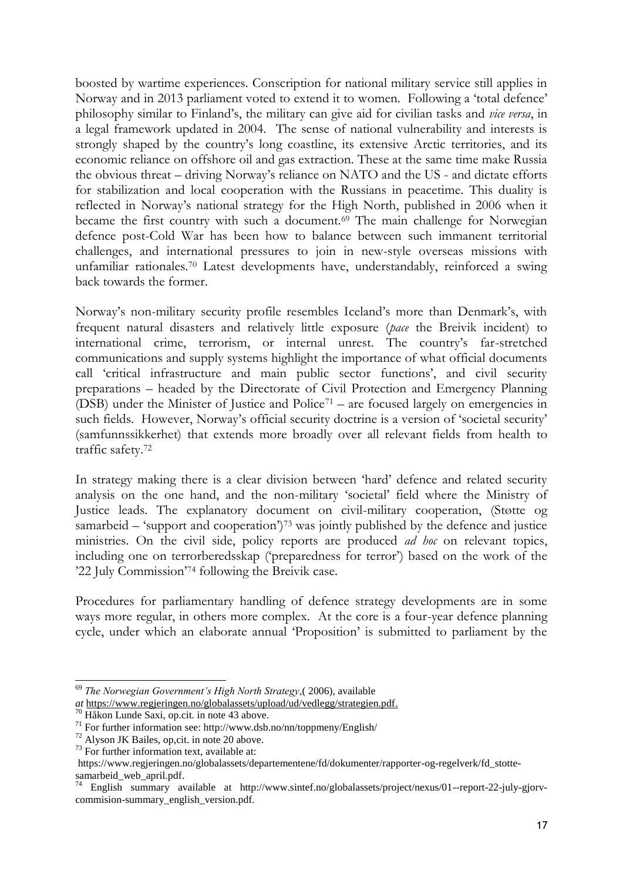boosted by wartime experiences. Conscription for national military service still applies in Norway and in 2013 parliament voted to extend it to women. Following a 'total defence' philosophy similar to Finland's, the military can give aid for civilian tasks and *vice versa*, in a legal framework updated in 2004. The sense of national vulnerability and interests is strongly shaped by the country's long coastline, its extensive Arctic territories, and its economic reliance on offshore oil and gas extraction. These at the same time make Russia the obvious threat – driving Norway's reliance on NATO and the US - and dictate efforts for stabilization and local cooperation with the Russians in peacetime. This duality is reflected in Norway's national strategy for the High North, published in 2006 when it became the first country with such a document.[69] The main challenge for Norwegian defence post-Cold War has been how to balance between such immanent territorial challenges, and international pressures to join in new-style overseas missions with unfamiliar rationales.[70] Latest developments have, understandably, reinforced a swing back towards the former.

Norway's non-military security profile resembles Iceland's more than Denmark's, with frequent natural disasters and relatively little exposure (*pace* the Breivik incident) to international crime, terrorism, or internal unrest. The country's far-stretched communications and supply systems highlight the importance of what official documents call 'critical infrastructure and main public sector functions', and civil security preparations – headed by the Directorate of Civil Protection and Emergency Planning (DSB) under the Minister of Justice and Police[71] – are focused largely on emergencies in such fields. However, Norway's official security doctrine is a version of 'societal security' (samfunnssikkerhet) that extends more broadly over all relevant fields from health to traffic safety.[72]

In strategy making there is a clear division between 'hard' defence and related security analysis on the one hand, and the non-military 'societal' field where the Ministry of Justice leads. The explanatory document on civil-military cooperation, (Støtte og samarbeid – 'support and cooperation')[73] was jointly published by the defence and justice ministries. On the civil side, policy reports are produced *ad hoc* on relevant topics, including one on terrorberedsskap ('preparedness for terror') based on the work of the '22 July Commission'[74] following the Breivik case.

Procedures for parliamentary handling of defence strategy developments are in some ways more regular, in others more complex. At the core is a four-year defence planning cycle, under which an elaborate annual 'Proposition' is submitted to parliament by the

---

[69] *The Norwegian Government's High North Strategy*,( 2006), available *at* https://www.regjeringen.no/globalassets/upload/ud/vedlegg/strategien.pdf.

[70] Håkon Lunde Saxi, op.cit. in note 43 above.

[71] For further information see: http://www.dsb.no/nn/toppmeny/English/

[72] Alyson JK Bailes, op,cit. in note 20 above.

[73] For further information text, available at: https://www.regjeringen.no/globalassets/departementene/fd/dokumenter/rapporter-og-regelverk/fd_stotte-samarbeid_web_april.pdf.

[74] English summary available at http://www.sintef.no/globalassets/project/nexus/01--report-22-july-gjorv-commision-summary_english_version.pdf.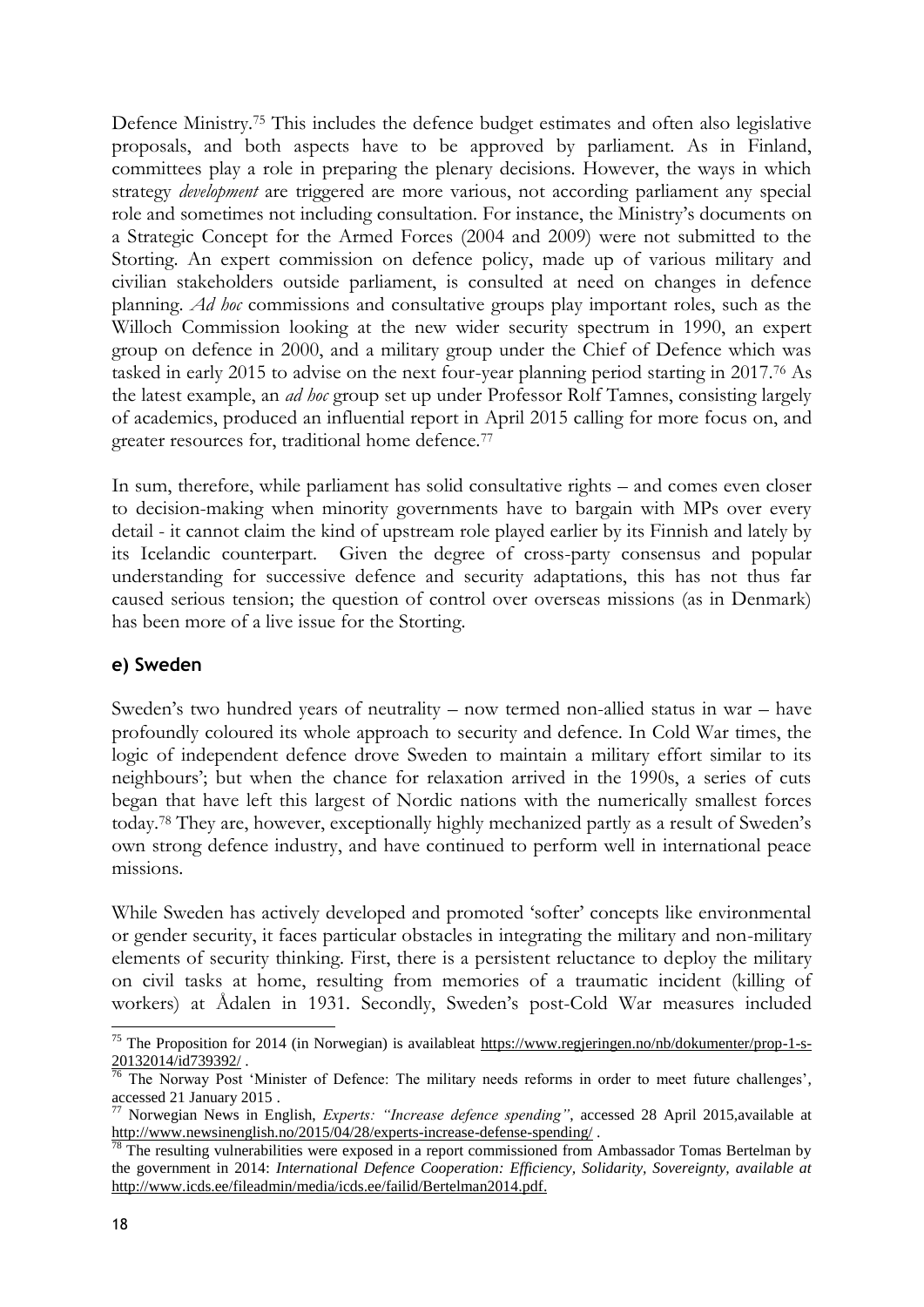Defence Ministry.[75] This includes the defence budget estimates and often also legislative proposals, and both aspects have to be approved by parliament. As in Finland, committees play a role in preparing the plenary decisions. However, the ways in which strategy *development* are triggered are more various, not according parliament any special role and sometimes not including consultation. For instance, the Ministry's documents on a Strategic Concept for the Armed Forces (2004 and 2009) were not submitted to the Storting. An expert commission on defence policy, made up of various military and civilian stakeholders outside parliament, is consulted at need on changes in defence planning. *Ad hoc* commissions and consultative groups play important roles, such as the Willoch Commission looking at the new wider security spectrum in 1990, an expert group on defence in 2000, and a military group under the Chief of Defence which was tasked in early 2015 to advise on the next four-year planning period starting in 2017.[76] As the latest example, an *ad hoc* group set up under Professor Rolf Tamnes, consisting largely of academics, produced an influential report in April 2015 calling for more focus on, and greater resources for, traditional home defence.[77]

In sum, therefore, while parliament has solid consultative rights – and comes even closer to decision-making when minority governments have to bargain with MPs over every detail - it cannot claim the kind of upstream role played earlier by its Finnish and lately by its Icelandic counterpart. Given the degree of cross-party consensus and popular understanding for successive defence and security adaptations, this has not thus far caused serious tension; the question of control over overseas missions (as in Denmark) has been more of a live issue for the Storting.

### e) Sweden

Sweden's two hundred years of neutrality – now termed non-allied status in war – have profoundly coloured its whole approach to security and defence. In Cold War times, the logic of independent defence drove Sweden to maintain a military effort similar to its neighbours'; but when the chance for relaxation arrived in the 1990s, a series of cuts began that have left this largest of Nordic nations with the numerically smallest forces today.[78] They are, however, exceptionally highly mechanized partly as a result of Sweden's own strong defence industry, and have continued to perform well in international peace missions.

While Sweden has actively developed and promoted 'softer' concepts like environmental or gender security, it faces particular obstacles in integrating the military and non-military elements of security thinking. First, there is a persistent reluctance to deploy the military on civil tasks at home, resulting from memories of a traumatic incident (killing of workers) at Ådalen in 1931. Secondly, Sweden's post-Cold War measures included

---

[75] The Proposition for 2014 (in Norwegian) is availableat https://www.regjeringen.no/nb/dokumenter/prop-1-s-20132014/id739392/ .

[76] The Norway Post 'Minister of Defence: The military needs reforms in order to meet future challenges', accessed 21 January 2015 .

[77] Norwegian News in English, *Experts: "Increase defence spending"*, accessed 28 April 2015,available at http://www.newsinenglish.no/2015/04/28/experts-increase-defense-spending/ .

[78] The resulting vulnerabilities were exposed in a report commissioned from Ambassador Tomas Bertelman by the government in 2014: *International Defence Cooperation: Efficiency, Solidarity, Sovereignty, available at* http://www.icds.ee/fileadmin/media/icds.ee/failid/Bertelman2014.pdf.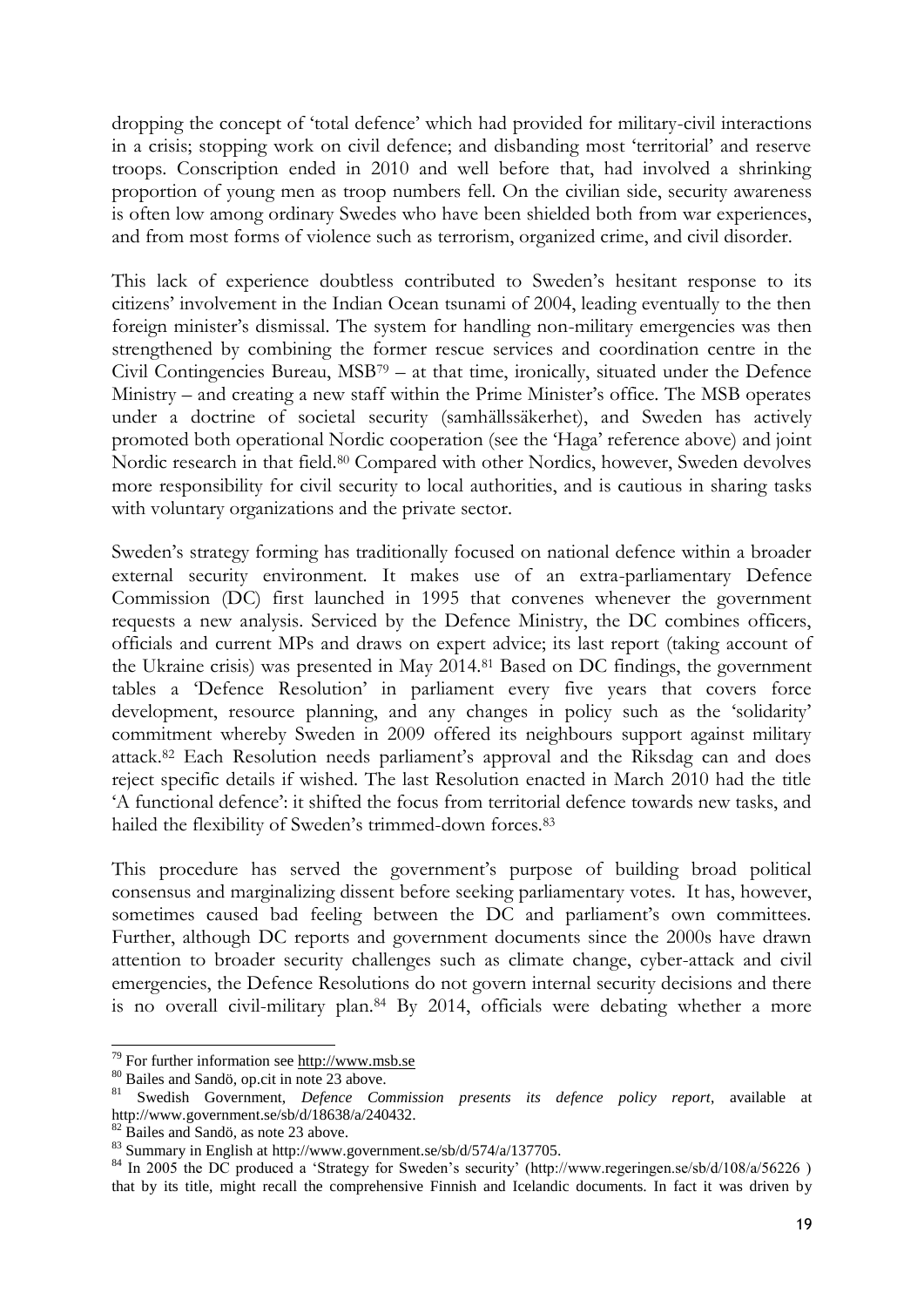dropping the concept of 'total defence' which had provided for military-civil interactions in a crisis; stopping work on civil defence; and disbanding most 'territorial' and reserve troops. Conscription ended in 2010 and well before that, had involved a shrinking proportion of young men as troop numbers fell. On the civilian side, security awareness is often low among ordinary Swedes who have been shielded both from war experiences, and from most forms of violence such as terrorism, organized crime, and civil disorder.

This lack of experience doubtless contributed to Sweden's hesitant response to its citizens' involvement in the Indian Ocean tsunami of 2004, leading eventually to the then foreign minister's dismissal. The system for handling non-military emergencies was then strengthened by combining the former rescue services and coordination centre in the Civil Contingencies Bureau, MSB[79] – at that time, ironically, situated under the Defence Ministry – and creating a new staff within the Prime Minister's office. The MSB operates under a doctrine of societal security (samhällssäkerhet), and Sweden has actively promoted both operational Nordic cooperation (see the 'Haga' reference above) and joint Nordic research in that field.[80] Compared with other Nordics, however, Sweden devolves more responsibility for civil security to local authorities, and is cautious in sharing tasks with voluntary organizations and the private sector.

Sweden's strategy forming has traditionally focused on national defence within a broader external security environment. It makes use of an extra-parliamentary Defence Commission (DC) first launched in 1995 that convenes whenever the government requests a new analysis. Serviced by the Defence Ministry, the DC combines officers, officials and current MPs and draws on expert advice; its last report (taking account of the Ukraine crisis) was presented in May 2014.[81] Based on DC findings, the government tables a 'Defence Resolution' in parliament every five years that covers force development, resource planning, and any changes in policy such as the 'solidarity' commitment whereby Sweden in 2009 offered its neighbours support against military attack.[82] Each Resolution needs parliament's approval and the Riksdag can and does reject specific details if wished. The last Resolution enacted in March 2010 had the title 'A functional defence': it shifted the focus from territorial defence towards new tasks, and hailed the flexibility of Sweden's trimmed-down forces.[83]

This procedure has served the government's purpose of building broad political consensus and marginalizing dissent before seeking parliamentary votes. It has, however, sometimes caused bad feeling between the DC and parliament's own committees. Further, although DC reports and government documents since the 2000s have drawn attention to broader security challenges such as climate change, cyber-attack and civil emergencies, the Defence Resolutions do not govern internal security decisions and there is no overall civil-military plan.[84] By 2014, officials were debating whether a more

---

[79] For further information see http://www.msb.se

[80] Bailes and Sandö, op.cit in note 23 above.

[81] Swedish Government, *Defence Commission presents its defence policy report*, available at http://www.government.se/sb/d/18638/a/240432.

[82] Bailes and Sandö, as note 23 above.

[83] Summary in English at http://www.government.se/sb/d/574/a/137705.

[84] In 2005 the DC produced a 'Strategy for Sweden's security' (http://www.regeringen.se/sb/d/108/a/56226 ) that by its title, might recall the comprehensive Finnish and Icelandic documents. In fact it was driven by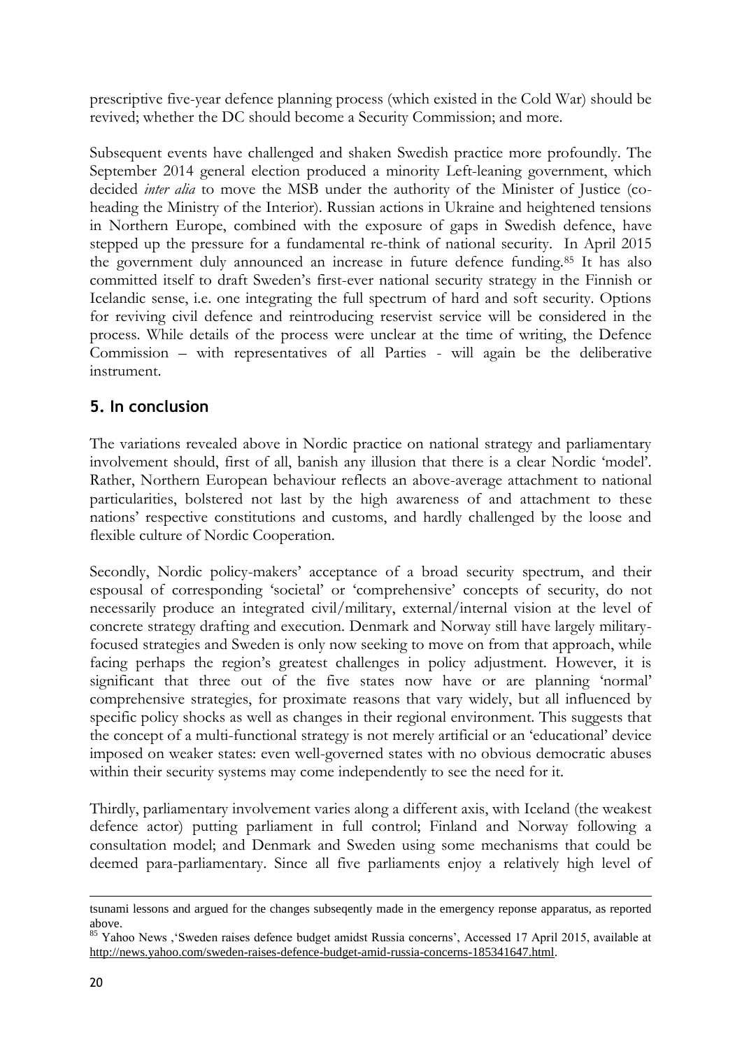prescriptive five-year defence planning process (which existed in the Cold War) should be revived; whether the DC should become a Security Commission; and more.

Subsequent events have challenged and shaken Swedish practice more profoundly. The September 2014 general election produced a minority Left-leaning government, which decided *inter alia* to move the MSB under the authority of the Minister of Justice (co-heading the Ministry of the Interior). Russian actions in Ukraine and heightened tensions in Northern Europe, combined with the exposure of gaps in Swedish defence, have stepped up the pressure for a fundamental re-think of national security. In April 2015 the government duly announced an increase in future defence funding.[85] It has also committed itself to draft Sweden's first-ever national security strategy in the Finnish or Icelandic sense, i.e. one integrating the full spectrum of hard and soft security. Options for reviving civil defence and reintroducing reservist service will be considered in the process. While details of the process were unclear at the time of writing, the Defence Commission – with representatives of all Parties - will again be the deliberative instrument.

## 5. In conclusion

The variations revealed above in Nordic practice on national strategy and parliamentary involvement should, first of all, banish any illusion that there is a clear Nordic 'model'. Rather, Northern European behaviour reflects an above-average attachment to national particularities, bolstered not last by the high awareness of and attachment to these nations' respective constitutions and customs, and hardly challenged by the loose and flexible culture of Nordic Cooperation.

Secondly, Nordic policy-makers' acceptance of a broad security spectrum, and their espousal of corresponding 'societal' or 'comprehensive' concepts of security, do not necessarily produce an integrated civil/military, external/internal vision at the level of concrete strategy drafting and execution. Denmark and Norway still have largely military-focused strategies and Sweden is only now seeking to move on from that approach, while facing perhaps the region's greatest challenges in policy adjustment. However, it is significant that three out of the five states now have or are planning 'normal' comprehensive strategies, for proximate reasons that vary widely, but all influenced by specific policy shocks as well as changes in their regional environment. This suggests that the concept of a multi-functional strategy is not merely artificial or an 'educational' device imposed on weaker states: even well-governed states with no obvious democratic abuses within their security systems may come independently to see the need for it.

Thirdly, parliamentary involvement varies along a different axis, with Iceland (the weakest defence actor) putting parliament in full control; Finland and Norway following a consultation model; and Denmark and Sweden using some mechanisms that could be deemed para-parliamentary. Since all five parliaments enjoy a relatively high level of

---

tsunami lessons and argued for the changes subseqently made in the emergency reponse apparatus, as reported above.

[85] Yahoo News ,'Sweden raises defence budget amidst Russia concerns', Accessed 17 April 2015, available at http://news.yahoo.com/sweden-raises-defence-budget-amid-russia-concerns-185341647.html.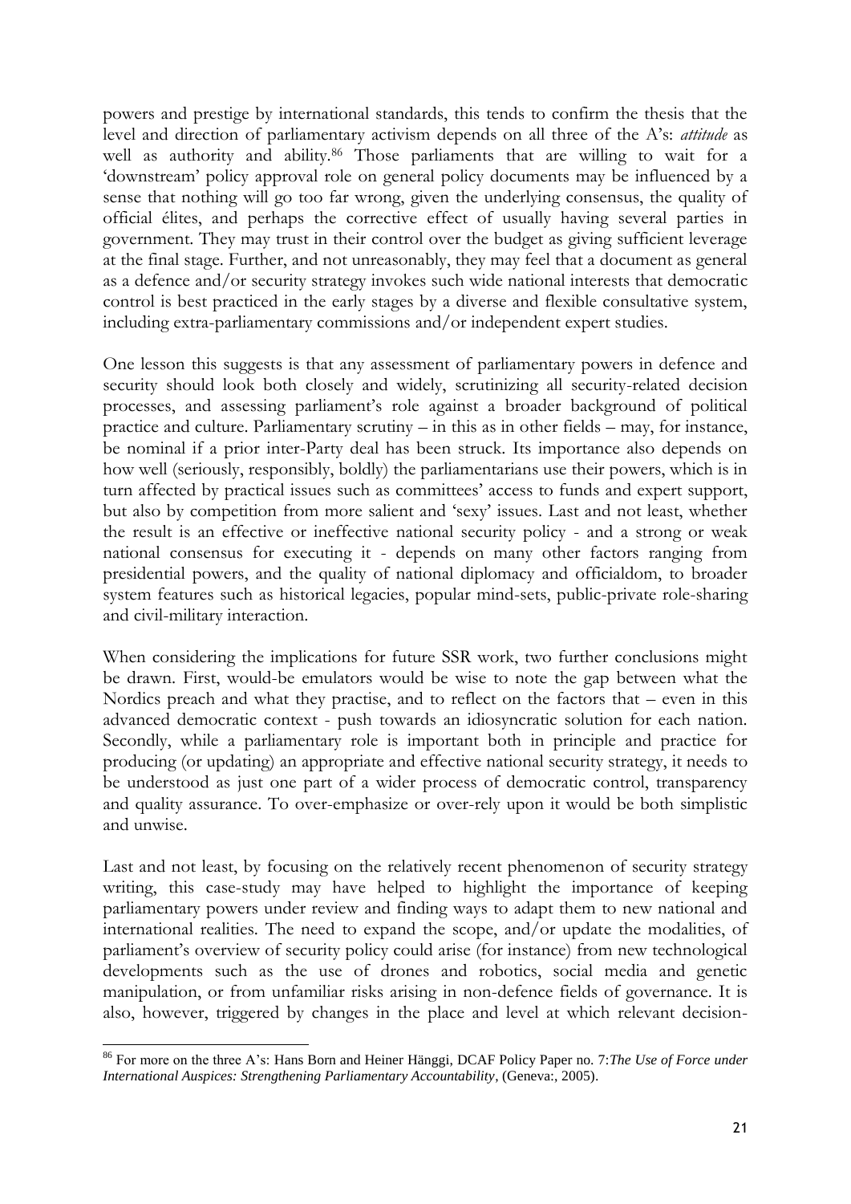powers and prestige by international standards, this tends to confirm the thesis that the level and direction of parliamentary activism depends on all three of the A's: *attitude* as well as authority and ability.[86] Those parliaments that are willing to wait for a 'downstream' policy approval role on general policy documents may be influenced by a sense that nothing will go too far wrong, given the underlying consensus, the quality of official élites, and perhaps the corrective effect of usually having several parties in government. They may trust in their control over the budget as giving sufficient leverage at the final stage. Further, and not unreasonably, they may feel that a document as general as a defence and/or security strategy invokes such wide national interests that democratic control is best practiced in the early stages by a diverse and flexible consultative system, including extra-parliamentary commissions and/or independent expert studies.

One lesson this suggests is that any assessment of parliamentary powers in defence and security should look both closely and widely, scrutinizing all security-related decision processes, and assessing parliament's role against a broader background of political practice and culture. Parliamentary scrutiny – in this as in other fields – may, for instance, be nominal if a prior inter-Party deal has been struck. Its importance also depends on how well (seriously, responsibly, boldly) the parliamentarians use their powers, which is in turn affected by practical issues such as committees' access to funds and expert support, but also by competition from more salient and 'sexy' issues. Last and not least, whether the result is an effective or ineffective national security policy - and a strong or weak national consensus for executing it - depends on many other factors ranging from presidential powers, and the quality of national diplomacy and officialdom, to broader system features such as historical legacies, popular mind-sets, public-private role-sharing and civil-military interaction.

When considering the implications for future SSR work, two further conclusions might be drawn. First, would-be emulators would be wise to note the gap between what the Nordics preach and what they practise, and to reflect on the factors that – even in this advanced democratic context - push towards an idiosyncratic solution for each nation. Secondly, while a parliamentary role is important both in principle and practice for producing (or updating) an appropriate and effective national security strategy, it needs to be understood as just one part of a wider process of democratic control, transparency and quality assurance. To over-emphasize or over-rely upon it would be both simplistic and unwise.

Last and not least, by focusing on the relatively recent phenomenon of security strategy writing, this case-study may have helped to highlight the importance of keeping parliamentary powers under review and finding ways to adapt them to new national and international realities. The need to expand the scope, and/or update the modalities, of parliament's overview of security policy could arise (for instance) from new technological developments such as the use of drones and robotics, social media and genetic manipulation, or from unfamiliar risks arising in non-defence fields of governance. It is also, however, triggered by changes in the place and level at which relevant decision-

[86] For more on the three A's: Hans Born and Heiner Hänggi, DCAF Policy Paper no. 7:*The Use of Force under International Auspices: Strengthening Parliamentary Accountability*, (Geneva:, 2005).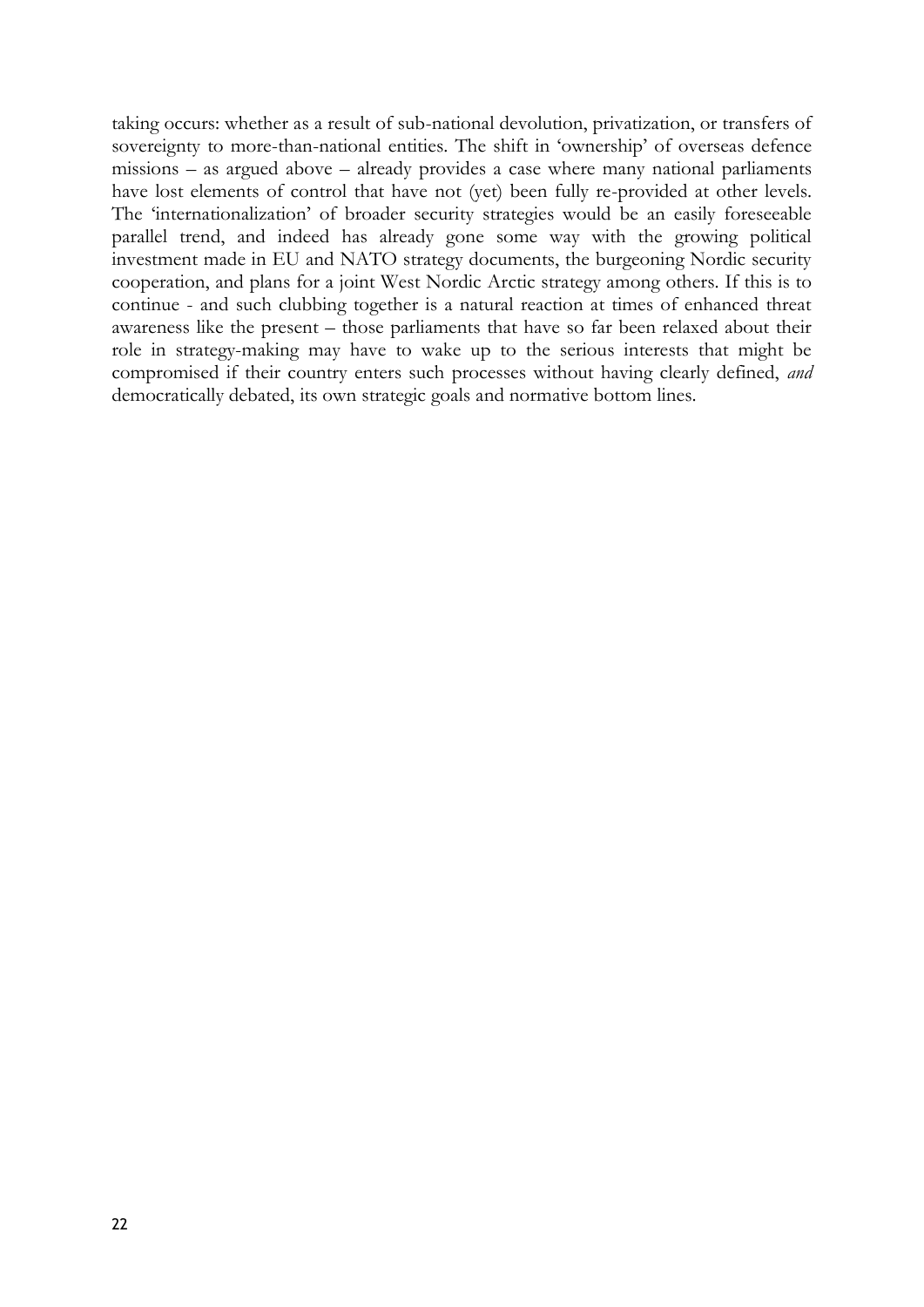taking occurs: whether as a result of sub-national devolution, privatization, or transfers of sovereignty to more-than-national entities. The shift in 'ownership' of overseas defence missions – as argued above – already provides a case where many national parliaments have lost elements of control that have not (yet) been fully re-provided at other levels. The 'internationalization' of broader security strategies would be an easily foreseeable parallel trend, and indeed has already gone some way with the growing political investment made in EU and NATO strategy documents, the burgeoning Nordic security cooperation, and plans for a joint West Nordic Arctic strategy among others. If this is to continue - and such clubbing together is a natural reaction at times of enhanced threat awareness like the present – those parliaments that have so far been relaxed about their role in strategy-making may have to wake up to the serious interests that might be compromised if their country enters such processes without having clearly defined, *and* democratically debated, its own strategic goals and normative bottom lines.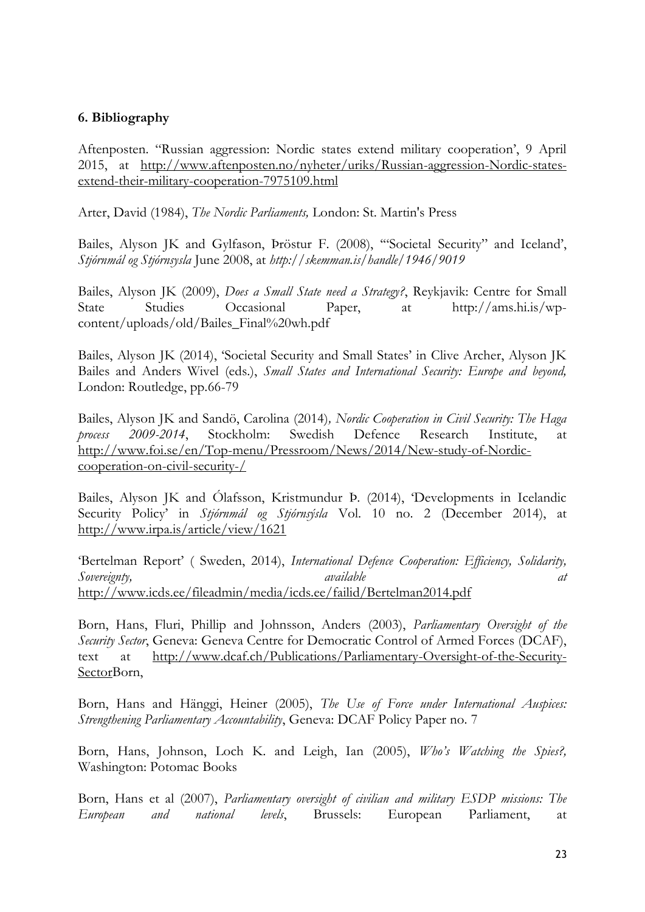**6. Bibliography**

Aftenposten. "Russian aggression: Nordic states extend military cooperation', 9 April 2015, at http://www.aftenposten.no/nyheter/uriks/Russian-aggression-Nordic-states-extend-their-military-cooperation-7975109.html

Arter, David (1984), *The Nordic Parliaments,* London: St. Martin's Press

Bailes, Alyson JK and Gylfason, Þröstur F. (2008), '"Societal Security" and Iceland', *Stjórnmál og Stjórnsysla* June 2008, at *http://skemman.is/handle/1946/9019*

Bailes, Alyson JK (2009), *Does a Small State need a Strategy?*, Reykjavik: Centre for Small State Studies Occasional Paper, at http://ams.hi.is/wp-content/uploads/old/Bailes_Final%20wh.pdf

Bailes, Alyson JK (2014), 'Societal Security and Small States' in Clive Archer, Alyson JK Bailes and Anders Wivel (eds.), *Small States and International Security: Europe and beyond,* London: Routledge, pp.66-79

Bailes, Alyson JK and Sandö, Carolina (2014), *Nordic Cooperation in Civil Security: The Haga process 2009-2014*, Stockholm: Swedish Defence Research Institute, at http://www.foi.se/en/Top-menu/Pressroom/News/2014/New-study-of-Nordic-cooperation-on-civil-security-/

Bailes, Alyson JK and Ólafsson, Kristmundur Þ. (2014), 'Developments in Icelandic Security Policy' in *Stjórnmál og Stjórnsýsla* Vol. 10 no. 2 (December 2014), at http://www.irpa.is/article/view/1621

'Bertelman Report' ( Sweden, 2014), *International Defence Cooperation: Efficiency, Solidarity, Sovereignty, available at* http://www.icds.ee/fileadmin/media/icds.ee/failid/Bertelman2014.pdf

Born, Hans, Fluri, Phillip and Johnsson, Anders (2003), *Parliamentary Oversight of the Security Sector*, Geneva: Geneva Centre for Democratic Control of Armed Forces (DCAF), text at http://www.dcaf.ch/Publications/Parliamentary-Oversight-of-the-Security-SectorBorn,

Born, Hans and Hänggi, Heiner (2005), *The Use of Force under International Auspices: Strengthening Parliamentary Accountability*, Geneva: DCAF Policy Paper no. 7

Born, Hans, Johnson, Loch K. and Leigh, Ian (2005), *Who's Watching the Spies?,* Washington: Potomac Books

Born, Hans et al (2007), *Parliamentary oversight of civilian and military ESDP missions: The European and national levels*, Brussels: European Parliament, at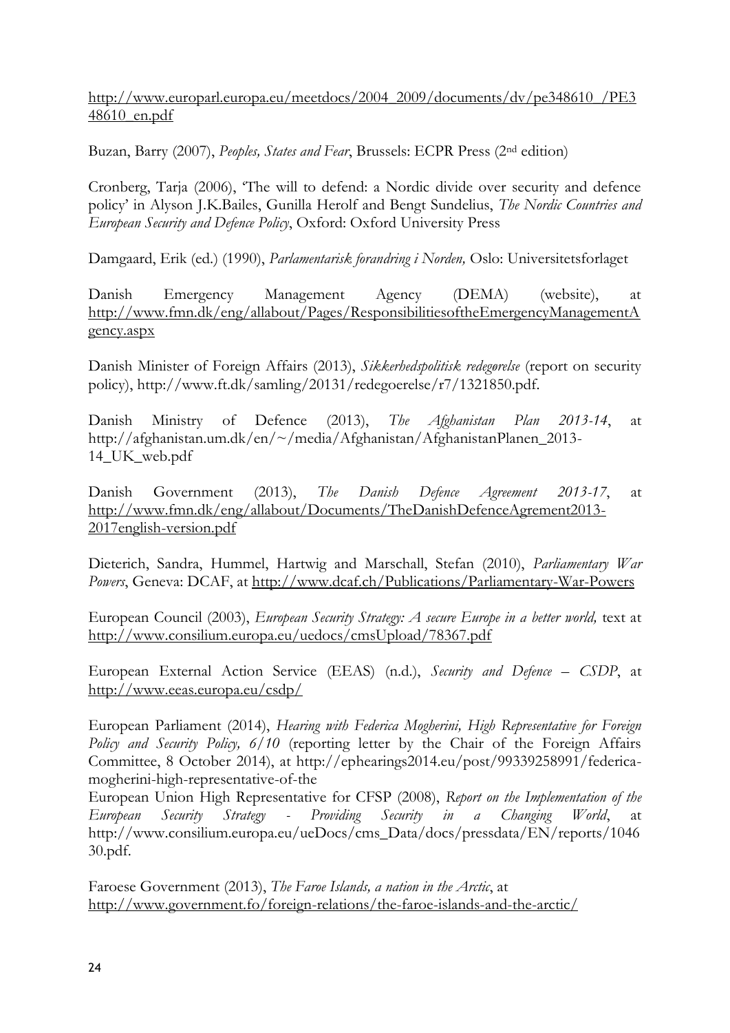http://www.europarl.europa.eu/meetdocs/2004_2009/documents/dv/pe348610_/PE348610_en.pdf

Buzan, Barry (2007), *Peoples, States and Fear*, Brussels: ECPR Press (2nd edition)

Cronberg, Tarja (2006), 'The will to defend: a Nordic divide over security and defence policy' in Alyson J.K.Bailes, Gunilla Herolf and Bengt Sundelius, *The Nordic Countries and European Security and Defence Policy*, Oxford: Oxford University Press

Damgaard, Erik (ed.) (1990), *Parlamentarisk forandring i Norden,* Oslo: Universitetsforlaget

Danish Emergency Management Agency (DEMA) (website), at http://www.fmn.dk/eng/allabout/Pages/ResponsibilitiesoftheEmergencyManagementAgency.aspx

Danish Minister of Foreign Affairs (2013), *Sikkerhedspolitisk redegørelse* (report on security policy), http://www.ft.dk/samling/20131/redegoerelse/r7/1321850.pdf.

Danish Ministry of Defence (2013), *The Afghanistan Plan 2013-14*, at http://afghanistan.um.dk/en/~/media/Afghanistan/AfghanistanPlanen_2013-14_UK_web.pdf

Danish Government (2013), *The Danish Defence Agreement 2013-17*, at http://www.fmn.dk/eng/allabout/Documents/TheDanishDefenceAgrement2013-2017english-version.pdf

Dieterich, Sandra, Hummel, Hartwig and Marschall, Stefan (2010), *Parliamentary War Powers*, Geneva: DCAF, at http://www.dcaf.ch/Publications/Parliamentary-War-Powers

European Council (2003), *European Security Strategy: A secure Europe in a better world,* text at http://www.consilium.europa.eu/uedocs/cmsUpload/78367.pdf

European External Action Service (EEAS) (n.d.), *Security and Defence – CSDP*, at http://www.eeas.europa.eu/csdp/

European Parliament (2014), *Hearing with Federica Mogherini, High Representative for Foreign Policy and Security Policy, 6/10* (reporting letter by the Chair of the Foreign Affairs Committee, 8 October 2014), at http://ephearings2014.eu/post/99339258991/federica-mogherini-high-representative-of-the

European Union High Representative for CFSP (2008), *Report on the Implementation of the European Security Strategy - Providing Security in a Changing World*, at http://www.consilium.europa.eu/ueDocs/cms_Data/docs/pressdata/EN/reports/104630.pdf.

Faroese Government (2013), *The Faroe Islands, a nation in the Arctic*, at http://www.government.fo/foreign-relations/the-faroe-islands-and-the-arctic/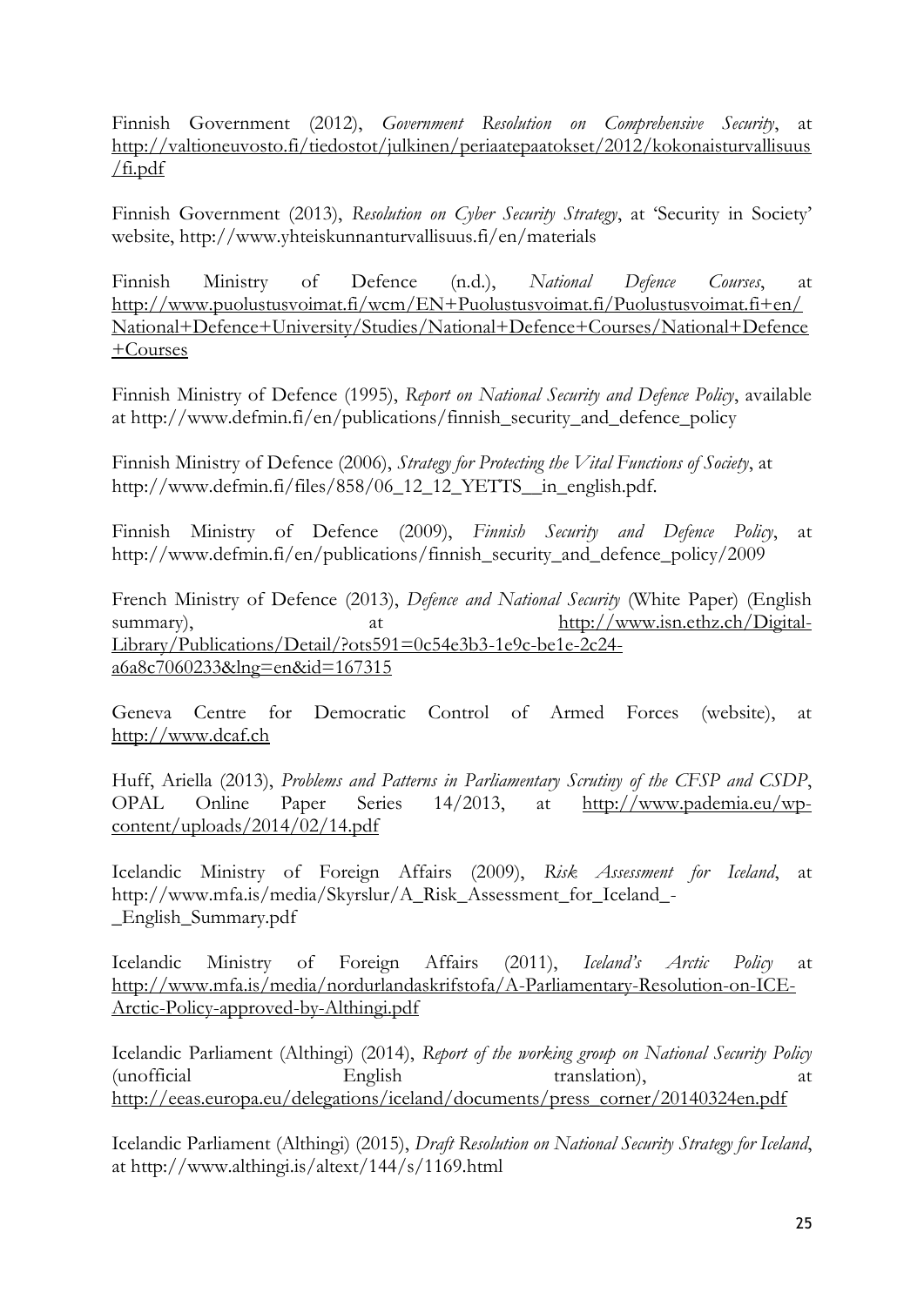Finnish Government (2012), *Government Resolution on Comprehensive Security*, at http://valtioneuvosto.fi/tiedostot/julkinen/periaatepaatokset/2012/kokonaisturvallisuus/fi.pdf

Finnish Government (2013), *Resolution on Cyber Security Strategy*, at 'Security in Society' website, http://www.yhteiskunnanturvallisuus.fi/en/materials

Finnish Ministry of Defence (n.d.), *National Defence Courses*, at http://www.puolustusvoimat.fi/wcm/EN+Puolustusvoimat.fi/Puolustusvoimat.fi+en/National+Defence+University/Studies/National+Defence+Courses/National+Defence+Courses

Finnish Ministry of Defence (1995), *Report on National Security and Defence Policy*, available at http://www.defmin.fi/en/publications/finnish_security_and_defence_policy

Finnish Ministry of Defence (2006), *Strategy for Protecting the Vital Functions of Society*, at http://www.defmin.fi/files/858/06_12_12_YETTS__in_english.pdf.

Finnish Ministry of Defence (2009), *Finnish Security and Defence Policy*, at http://www.defmin.fi/en/publications/finnish_security_and_defence_policy/2009

French Ministry of Defence (2013), *Defence and National Security* (White Paper) (English summary), at http://www.isn.ethz.ch/Digital-Library/Publications/Detail/?ots591=0c54e3b3-1e9c-be1e-2c24-a6a8c7060233&lng=en&id=167315

Geneva Centre for Democratic Control of Armed Forces (website), at http://www.dcaf.ch

Huff, Ariella (2013), *Problems and Patterns in Parliamentary Scrutiny of the CFSP and CSDP*, OPAL Online Paper Series 14/2013, at http://www.pademia.eu/wp-content/uploads/2014/02/14.pdf

Icelandic Ministry of Foreign Affairs (2009), *Risk Assessment for Iceland*, at http://www.mfa.is/media/Skyrslur/A_Risk_Assessment_for_Iceland_-_English_Summary.pdf

Icelandic Ministry of Foreign Affairs (2011), *Iceland's Arctic Policy* at http://www.mfa.is/media/nordurlandaskrifstofa/A-Parliamentary-Resolution-on-ICE-Arctic-Policy-approved-by-Althingi.pdf

Icelandic Parliament (Althingi) (2014), *Report of the working group on National Security Policy* (unofficial English translation), at http://eeas.europa.eu/delegations/iceland/documents/press_corner/20140324en.pdf

Icelandic Parliament (Althingi) (2015), *Draft Resolution on National Security Strategy for Iceland*, at http://www.althingi.is/altext/144/s/1169.html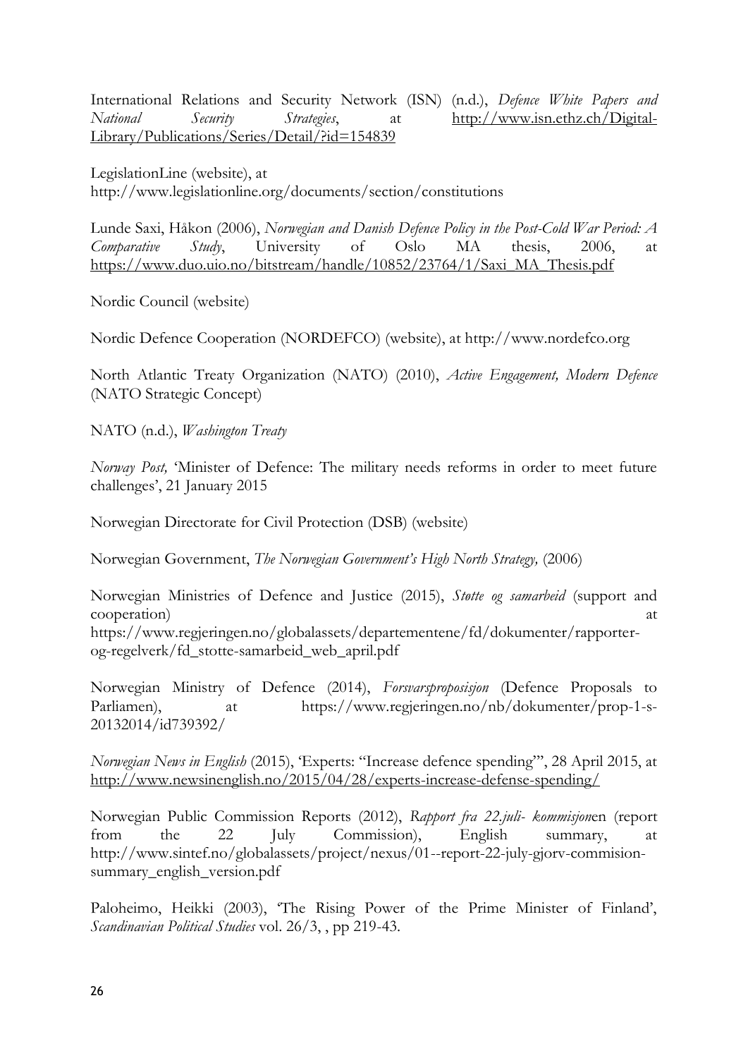International Relations and Security Network (ISN) (n.d.), *Defence White Papers and National Security Strategies*, at http://www.isn.ethz.ch/Digital-Library/Publications/Series/Detail/?id=154839

LegislationLine (website), at http://www.legislationline.org/documents/section/constitutions

Lunde Saxi, Håkon (2006), *Norwegian and Danish Defence Policy in the Post-Cold War Period: A Comparative Study*, University of Oslo MA thesis, 2006, at https://www.duo.uio.no/bitstream/handle/10852/23764/1/Saxi_MA_Thesis.pdf

Nordic Council (website)

Nordic Defence Cooperation (NORDEFCO) (website), at http://www.nordefco.org

North Atlantic Treaty Organization (NATO) (2010), *Active Engagement, Modern Defence* (NATO Strategic Concept)

NATO (n.d.), *Washington Treaty*

*Norway Post,* 'Minister of Defence: The military needs reforms in order to meet future challenges', 21 January 2015

Norwegian Directorate for Civil Protection (DSB) (website)

Norwegian Government, *The Norwegian Government's High North Strategy,* (2006)

Norwegian Ministries of Defence and Justice (2015), *Støtte og samarbeid* (support and cooperation) at https://www.regjeringen.no/globalassets/departementene/fd/dokumenter/rapporter-og-regelverk/fd_stotte-samarbeid_web_april.pdf

Norwegian Ministry of Defence (2014), *Forsvarsproposisjon* (Defence Proposals to Parliamen), at https://www.regjeringen.no/nb/dokumenter/prop-1-s-20132014/id739392/

*Norwegian News in English* (2015), 'Experts: "Increase defence spending"', 28 April 2015, at http://www.newsinenglish.no/2015/04/28/experts-increase-defense-spending/

Norwegian Public Commission Reports (2012), *Rapport fra 22.juli- kommisjon*en (report from the 22 July Commission), English summary, at http://www.sintef.no/globalassets/project/nexus/01--report-22-july-gjorv-commision-summary_english_version.pdf

Paloheimo, Heikki (2003), 'The Rising Power of the Prime Minister of Finland', *Scandinavian Political Studies* vol. 26/3, , pp 219-43.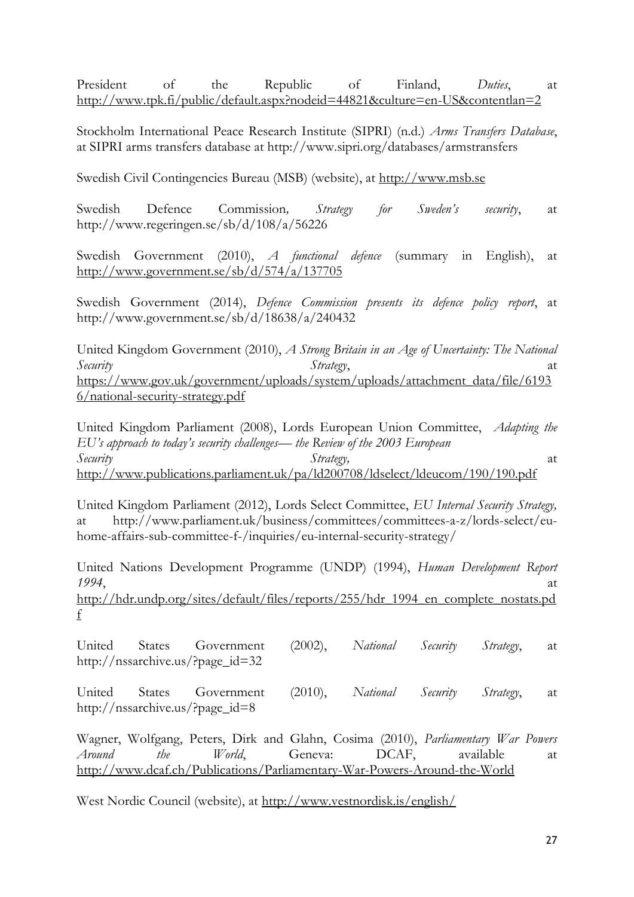President of the Republic of Finland, *Duties*, at http://www.tpk.fi/public/default.aspx?nodeid=44821&culture=en-US&contentlan=2

Stockholm International Peace Research Institute (SIPRI) (n.d.) *Arms Transfers Database*, at SIPRI arms transfers database at http://www.sipri.org/databases/armstransfers

Swedish Civil Contingencies Bureau (MSB) (website), at http://www.msb.se

Swedish Defence Commission, *Strategy for Sweden's security*, at http://www.regeringen.se/sb/d/108/a/56226

Swedish Government (2010), *A functional defence* (summary in English), at http://www.government.se/sb/d/574/a/137705

Swedish Government (2014), *Defence Commission presents its defence policy report*, at http://www.government.se/sb/d/18638/a/240432

United Kingdom Government (2010), *A Strong Britain in an Age of Uncertainty: The National Security Strategy*, at https://www.gov.uk/government/uploads/system/uploads/attachment_data/file/61936/national-security-strategy.pdf

United Kingdom Parliament (2008), Lords European Union Committee, *Adapting the EU's approach to today's security challenges— the Review of the 2003 European Security Strategy,* at http://www.publications.parliament.uk/pa/ld200708/ldselect/ldeucom/190/190.pdf

United Kingdom Parliament (2012), Lords Select Committee, *EU Internal Security Strategy,* at http://www.parliament.uk/business/committees/committees-a-z/lords-select/eu-home-affairs-sub-committee-f-/inquiries/eu-internal-security-strategy/

United Nations Development Programme (UNDP) (1994), *Human Development Report 1994*, at http://hdr.undp.org/sites/default/files/reports/255/hdr_1994_en_complete_nostats.pdf

United States Government (2002), *National Security Strategy*, at http://nssarchive.us/?page_id=32

United States Government (2010), *National Security Strategy*, at http://nssarchive.us/?page_id=8

Wagner, Wolfgang, Peters, Dirk and Glahn, Cosima (2010), *Parliamentary War Powers Around the World*, Geneva: DCAF, available at http://www.dcaf.ch/Publications/Parliamentary-War-Powers-Around-the-World

West Nordic Council (website), at http://www.vestnordisk.is/english/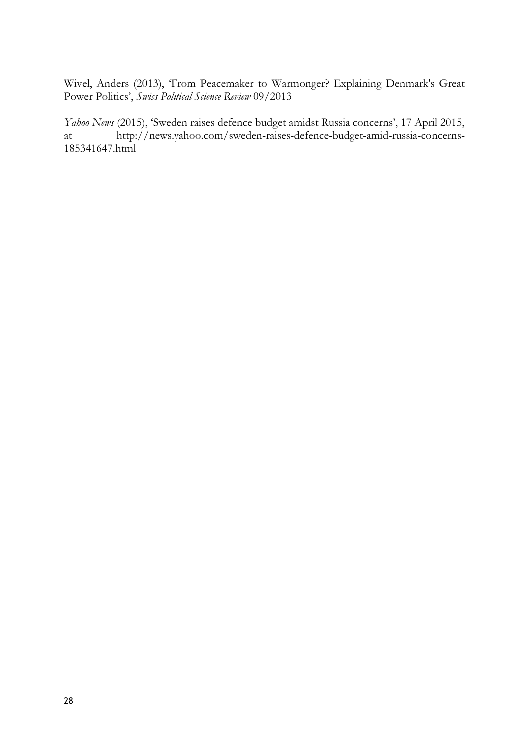Wivel, Anders (2013), 'From Peacemaker to Warmonger? Explaining Denmark's Great Power Politics', *Swiss Political Science Review* 09/2013

*Yahoo News* (2015), 'Sweden raises defence budget amidst Russia concerns', 17 April 2015, at http://news.yahoo.com/sweden-raises-defence-budget-amid-russia-concerns-185341647.html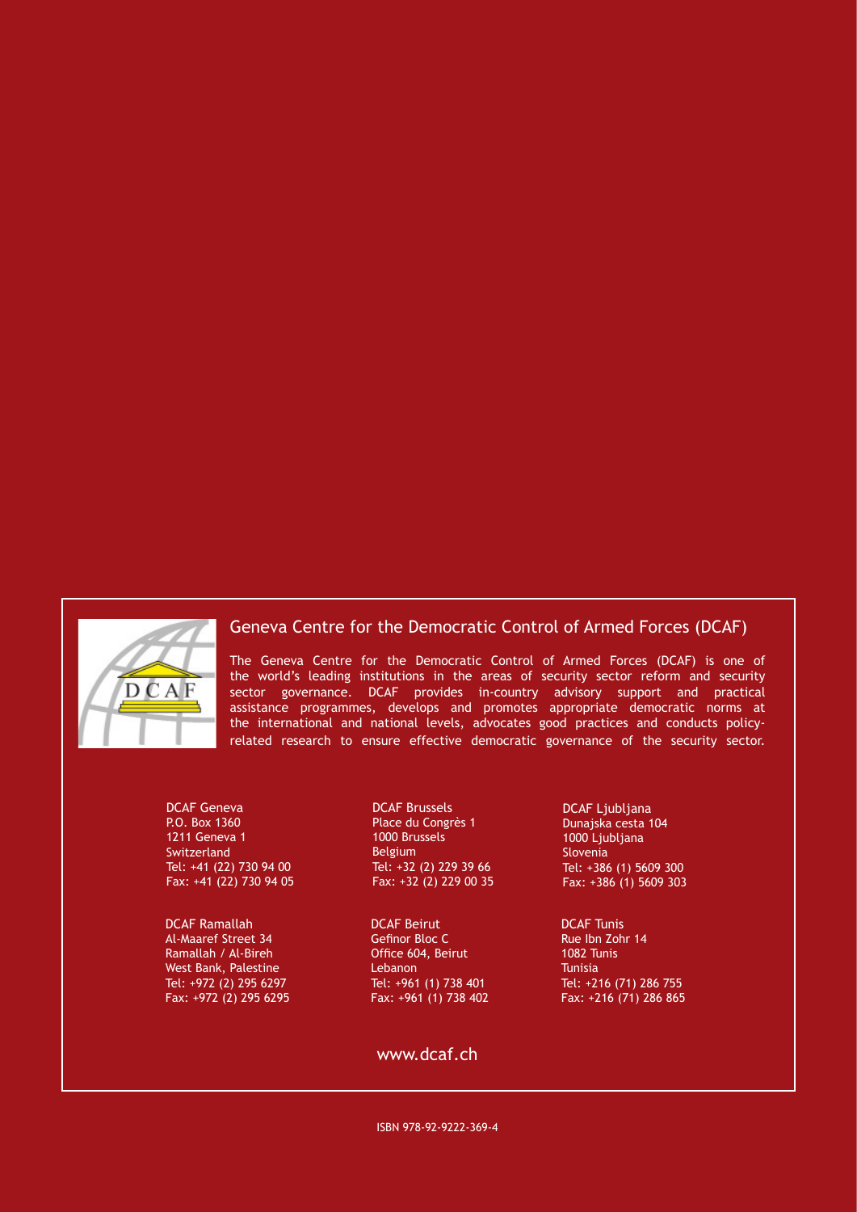## Geneva Centre for the Democratic Control of Armed Forces (DCAF)

The Geneva Centre for the Democratic Control of Armed Forces (DCAF) is one of the world's leading institutions in the areas of security sector reform and security sector governance. DCAF provides in-country advisory support and practical assistance programmes, develops and promotes appropriate democratic norms at the international and national levels, advocates good practices and conducts policy-related research to ensure effective democratic governance of the security sector.

DCAF Geneva
P.O. Box 1360
1211 Geneva 1
Switzerland
Tel: +41 (22) 730 94 00
Fax: +41 (22) 730 94 05

DCAF Brussels
Place du Congrès 1
1000 Brussels
Belgium
Tel: +32 (2) 229 39 66
Fax: +32 (2) 229 00 35

DCAF Ljubljana
Dunajska cesta 104
1000 Ljubljana
Slovenia
Tel: +386 (1) 5609 300
Fax: +386 (1) 5609 303

DCAF Ramallah
Al-Maaref Street 34
Ramallah / Al-Bireh
West Bank, Palestine
Tel: +972 (2) 295 6297
Fax: +972 (2) 295 6295

DCAF Beirut
Gefinor Bloc C
Office 604, Beirut
Lebanon
Tel: +961 (1) 738 401
Fax: +961 (1) 738 402

DCAF Tunis
Rue Ibn Zohr 14
1082 Tunis
Tunisia
Tel: +216 (71) 286 755
Fax: +216 (71) 286 865

www.dcaf.ch

ISBN 978-92-9222-369-4